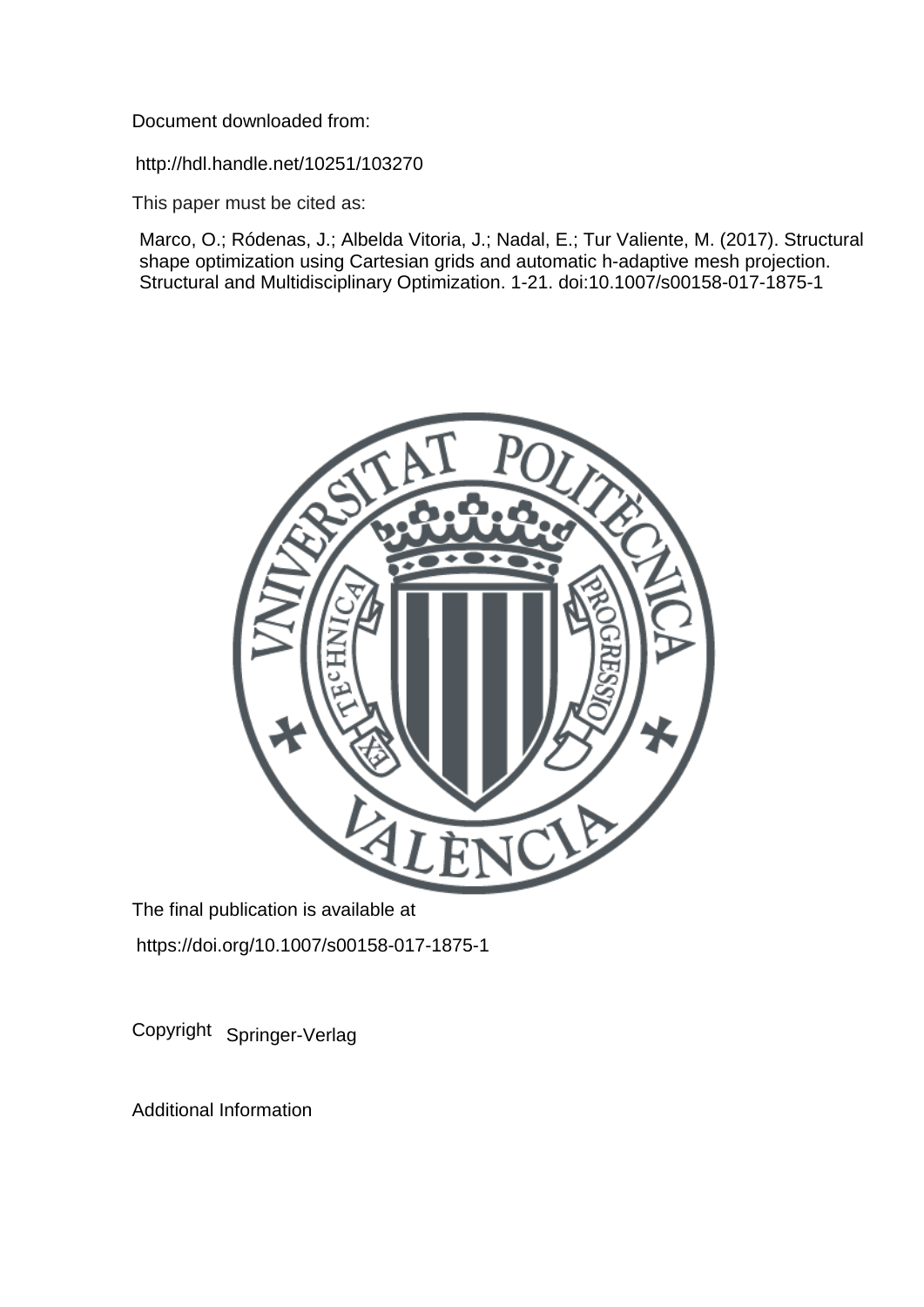Document downloaded from:

http://hdl.handle.net/10251/103270

This paper must be cited as:

Marco, O.; Ródenas, J.; Albelda Vitoria, J.; Nadal, E.; Tur Valiente, M. (2017). Structural shape optimization using Cartesian grids and automatic h-adaptive mesh projection. Structural and Multidisciplinary Optimization. 1-21. doi:10.1007/s00158-017-1875-1

The final publication is available at

https://doi.org/10.1007/s00158-017-1875-1

Copyright Springer-Verlag

Additional Information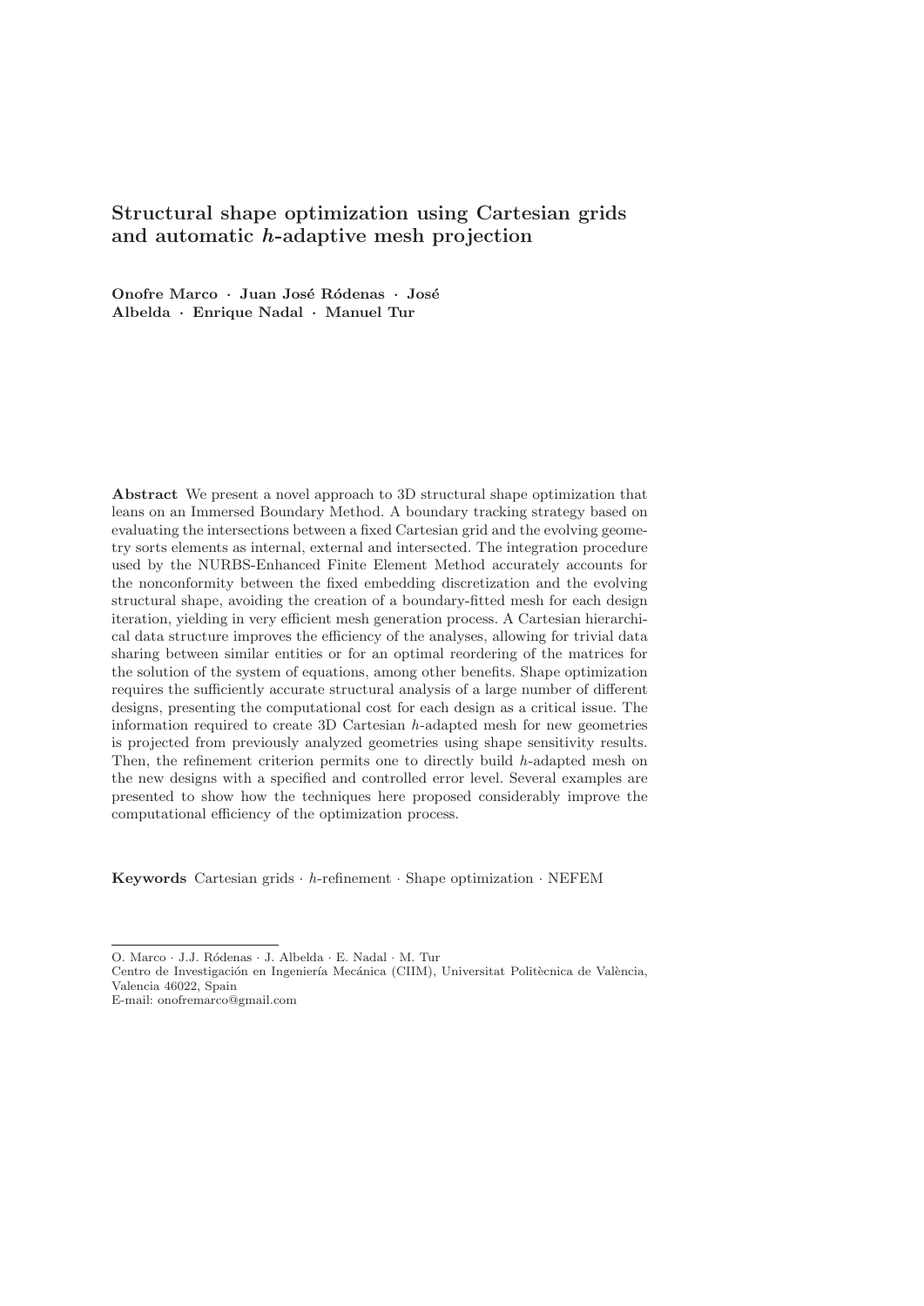# Structural shape optimization using Cartesian grids and automatic $h$-adaptive mesh projection

**Onofre Marco · Juan José Ródenas · José Albelda · Enrique Nadal · Manuel Tur**

**Abstract** We present a novel approach to 3D structural shape optimization that leans on an Immersed Boundary Method. A boundary tracking strategy based on evaluating the intersections between a fixed Cartesian grid and the evolving geometry sorts elements as internal, external and intersected. The integration procedure used by the NURBS-Enhanced Finite Element Method accurately accounts for the nonconformity between the fixed embedding discretization and the evolving structural shape, avoiding the creation of a boundary-fitted mesh for each design iteration, yielding in very efficient mesh generation process. A Cartesian hierarchical data structure improves the efficiency of the analyses, allowing for trivial data sharing between similar entities or for an optimal reordering of the matrices for the solution of the system of equations, among other benefits. Shape optimization requires the sufficiently accurate structural analysis of a large number of different designs, presenting the computational cost for each design as a critical issue. The information required to create 3D Cartesian $h$-adapted mesh for new geometries is projected from previously analyzed geometries using shape sensitivity results. Then, the refinement criterion permits one to directly build $h$-adapted mesh on the new designs with a specified and controlled error level. Several examples are presented to show how the techniques here proposed considerably improve the computational efficiency of the optimization process.

**Keywords** Cartesian grids · $h$-refinement · Shape optimization · NEFEM

---

O. Marco · J.J. Ródenas · J. Albelda · E. Nadal · M. Tur
Centro de Investigación en Ingeniería Mecánica (CIIM), Universitat Politècnica de València, Valencia 46022, Spain
E-mail: onofremarco@gmail.com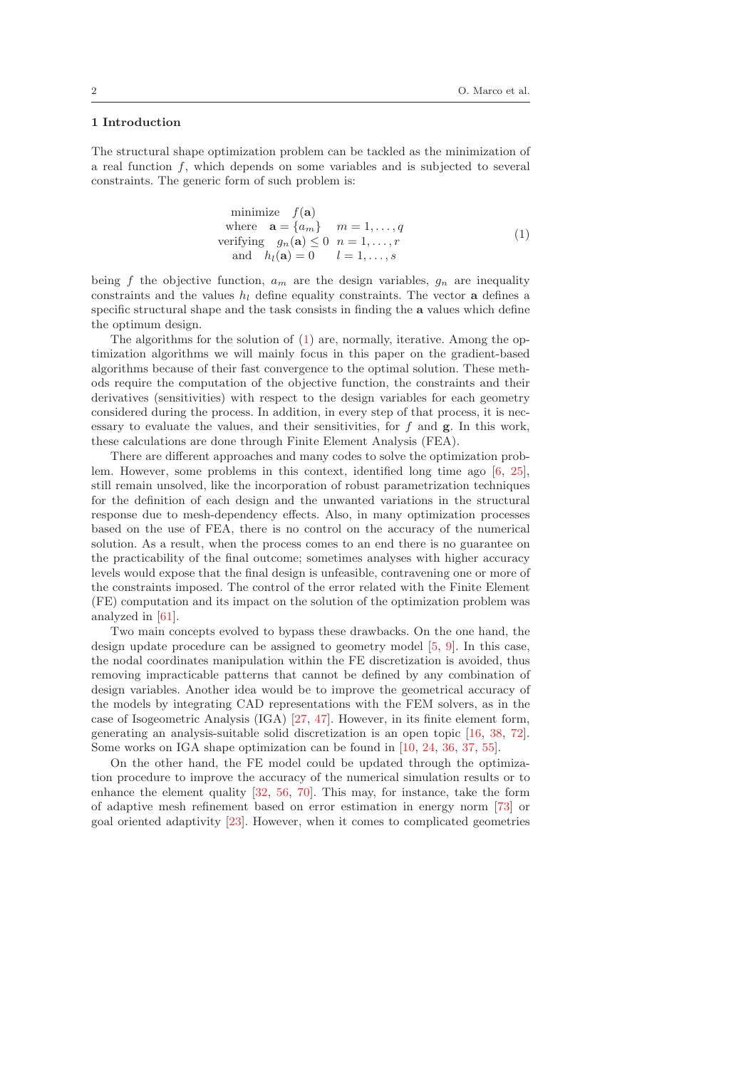## 1 Introduction

The structural shape optimization problem can be tackled as the minimization of a real function $f$, which depends on some variables and is subjected to several constraints. The generic form of such problem is:

$$
\begin{array}{rll}
\text{minimize} & f(\mathbf{a}) & \\
\text{where} & \mathbf{a} = \{a_m\} & m = 1, \ldots, q \\
\text{verifying} & g_n(\mathbf{a}) \leq 0 & n = 1, \ldots, r \\
\text{and} & h_l(\mathbf{a}) = 0 & l = 1, \ldots, s
\end{array}
\tag{1}
$$

being $f$ the objective function, $a_m$ are the design variables, $g_n$ are inequality constraints and the values $h_l$ define equality constraints. The vector $\mathbf{a}$ defines a specific structural shape and the task consists in finding the $\mathbf{a}$ values which define the optimum design.

The algorithms for the solution of (1) are, normally, iterative. Among the optimization algorithms we will mainly focus in this paper on the gradient-based algorithms because of their fast convergence to the optimal solution. These methods require the computation of the objective function, the constraints and their derivatives (sensitivities) with respect to the design variables for each geometry considered during the process. In addition, in every step of that process, it is necessary to evaluate the values, and their sensitivities, for $f$ and $\mathbf{g}$. In this work, these calculations are done through Finite Element Analysis (FEA).

There are different approaches and many codes to solve the optimization problem. However, some problems in this context, identified long time ago [6, 25], still remain unsolved, like the incorporation of robust parametrization techniques for the definition of each design and the unwanted variations in the structural response due to mesh-dependency effects. Also, in many optimization processes based on the use of FEA, there is no control on the accuracy of the numerical solution. As a result, when the process comes to an end there is no guarantee on the practicability of the final outcome; sometimes analyses with higher accuracy levels would expose that the final design is unfeasible, contravening one or more of the constraints imposed. The control of the error related with the Finite Element (FE) computation and its impact on the solution of the optimization problem was analyzed in [61].

Two main concepts evolved to bypass these drawbacks. On the one hand, the design update procedure can be assigned to geometry model [5, 9]. In this case, the nodal coordinates manipulation within the FE discretization is avoided, thus removing impracticable patterns that cannot be defined by any combination of design variables. Another idea would be to improve the geometrical accuracy of the models by integrating CAD representations with the FEM solvers, as in the case of Isogeometric Analysis (IGA) [27, 47]. However, in its finite element form, generating an analysis-suitable solid discretization is an open topic [16, 38, 72]. Some works on IGA shape optimization can be found in [10, 24, 36, 37, 55].

On the other hand, the FE model could be updated through the optimization procedure to improve the accuracy of the numerical simulation results or to enhance the element quality [32, 56, 70]. This may, for instance, take the form of adaptive mesh refinement based on error estimation in energy norm [73] or goal oriented adaptivity [23]. However, when it comes to complicated geometries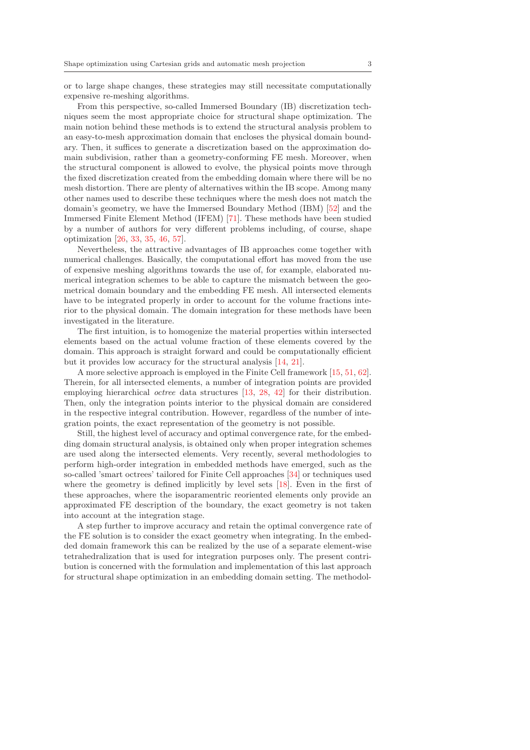or to large shape changes, these strategies may still necessitate computationally expensive re-meshing algorithms.

From this perspective, so-called Immersed Boundary (IB) discretization techniques seem the most appropriate choice for structural shape optimization. The main notion behind these methods is to extend the structural analysis problem to an easy-to-mesh approximation domain that encloses the physical domain boundary. Then, it suffices to generate a discretization based on the approximation domain subdivision, rather than a geometry-conforming FE mesh. Moreover, when the structural component is allowed to evolve, the physical points move through the fixed discretization created from the embedding domain where there will be no mesh distortion. There are plenty of alternatives within the IB scope. Among many other names used to describe these techniques where the mesh does not match the domain's geometry, we have the Immersed Boundary Method (IBM) [52] and the Immersed Finite Element Method (IFEM) [71]. These methods have been studied by a number of authors for very different problems including, of course, shape optimization [26, 33, 35, 46, 57].

Nevertheless, the attractive advantages of IB approaches come together with numerical challenges. Basically, the computational effort has moved from the use of expensive meshing algorithms towards the use of, for example, elaborated numerical integration schemes to be able to capture the mismatch between the geometrical domain boundary and the embedding FE mesh. All intersected elements have to be integrated properly in order to account for the volume fractions interior to the physical domain. The domain integration for these methods have been investigated in the literature.

The first intuition, is to homogenize the material properties within intersected elements based on the actual volume fraction of these elements covered by the domain. This approach is straight forward and could be computationally efficient but it provides low accuracy for the structural analysis [14, 21].

A more selective approach is employed in the Finite Cell framework [15, 51, 62]. Therein, for all intersected elements, a number of integration points are provided employing hierarchical *octree* data structures [13, 28, 42] for their distribution. Then, only the integration points interior to the physical domain are considered in the respective integral contribution. However, regardless of the number of integration points, the exact representation of the geometry is not possible.

Still, the highest level of accuracy and optimal convergence rate, for the embedding domain structural analysis, is obtained only when proper integration schemes are used along the intersected elements. Very recently, several methodologies to perform high-order integration in embedded methods have emerged, such as the so-called 'smart octrees' tailored for Finite Cell approaches [34] or techniques used where the geometry is defined implicitly by level sets [18]. Even in the first of these approaches, where the isoparamentric reoriented elements only provide an approximated FE description of the boundary, the exact geometry is not taken into account at the integration stage.

A step further to improve accuracy and retain the optimal convergence rate of the FE solution is to consider the exact geometry when integrating. In the embedded domain framework this can be realized by the use of a separate element-wise tetrahedralization that is used for integration purposes only. The present contribution is concerned with the formulation and implementation of this last approach for structural shape optimization in an embedding domain setting. The methodol-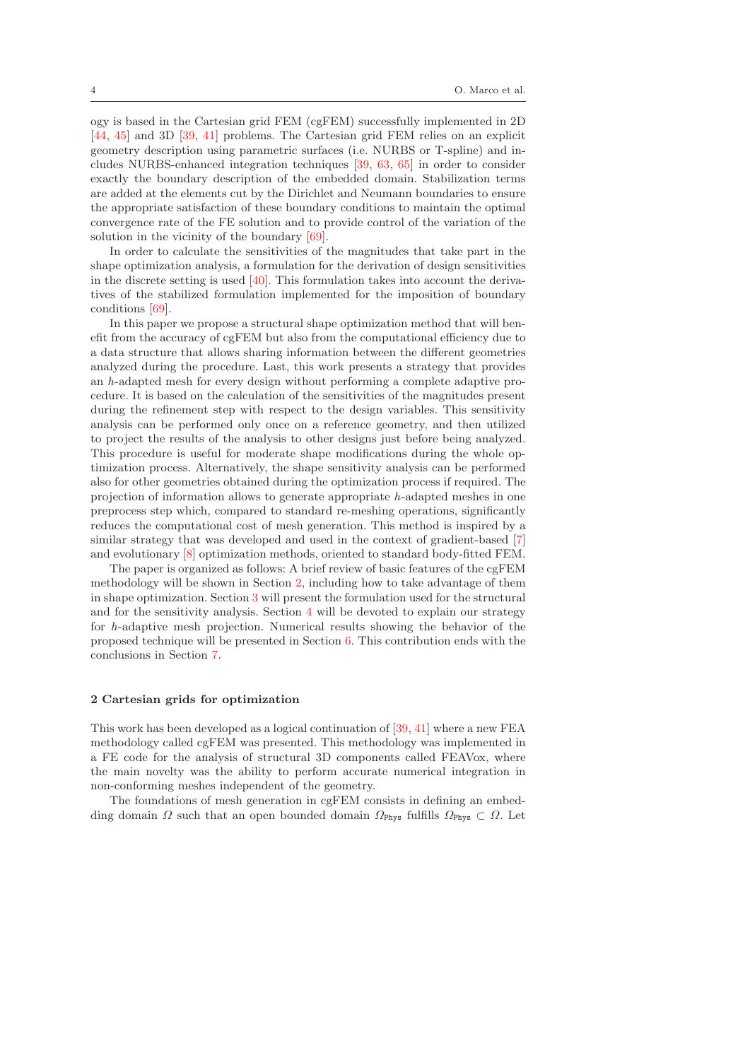ogy is based in the Cartesian grid FEM (cgFEM) successfully implemented in 2D [44, 45] and 3D [39, 41] problems. The Cartesian grid FEM relies on an explicit geometry description using parametric surfaces (i.e. NURBS or T-spline) and includes NURBS-enhanced integration techniques [39, 63, 65] in order to consider exactly the boundary description of the embedded domain. Stabilization terms are added at the elements cut by the Dirichlet and Neumann boundaries to ensure the appropriate satisfaction of these boundary conditions to maintain the optimal convergence rate of the FE solution and to provide control of the variation of the solution in the vicinity of the boundary [69].

In order to calculate the sensitivities of the magnitudes that take part in the shape optimization analysis, a formulation for the derivation of design sensitivities in the discrete setting is used [40]. This formulation takes into account the derivatives of the stabilized formulation implemented for the imposition of boundary conditions [69].

In this paper we propose a structural shape optimization method that will benefit from the accuracy of cgFEM but also from the computational efficiency due to a data structure that allows sharing information between the different geometries analyzed during the procedure. Last, this work presents a strategy that provides an $h$-adapted mesh for every design without performing a complete adaptive procedure. It is based on the calculation of the sensitivities of the magnitudes present during the refinement step with respect to the design variables. This sensitivity analysis can be performed only once on a reference geometry, and then utilized to project the results of the analysis to other designs just before being analyzed. This procedure is useful for moderate shape modifications during the whole optimization process. Alternatively, the shape sensitivity analysis can be performed also for other geometries obtained during the optimization process if required. The projection of information allows to generate appropriate $h$-adapted meshes in one preprocess step which, compared to standard re-meshing operations, significantly reduces the computational cost of mesh generation. This method is inspired by a similar strategy that was developed and used in the context of gradient-based [7] and evolutionary [8] optimization methods, oriented to standard body-fitted FEM.

The paper is organized as follows: A brief review of basic features of the cgFEM methodology will be shown in Section 2, including how to take advantage of them in shape optimization. Section 3 will present the formulation used for the structural and for the sensitivity analysis. Section 4 will be devoted to explain our strategy for $h$-adaptive mesh projection. Numerical results showing the behavior of the proposed technique will be presented in Section 6. This contribution ends with the conclusions in Section 7.

## 2 Cartesian grids for optimization

This work has been developed as a logical continuation of [39, 41] where a new FEA methodology called cgFEM was presented. This methodology was implemented in a FE code for the analysis of structural 3D components called FEAVox, where the main novelty was the ability to perform accurate numerical integration in non-conforming meshes independent of the geometry.

The foundations of mesh generation in cgFEM consists in defining an embedding domain $\Omega$ such that an open bounded domain $\Omega_{\texttt{Phys}}$ fulfills $\Omega_{\texttt{Phys}} \subset \Omega$. Let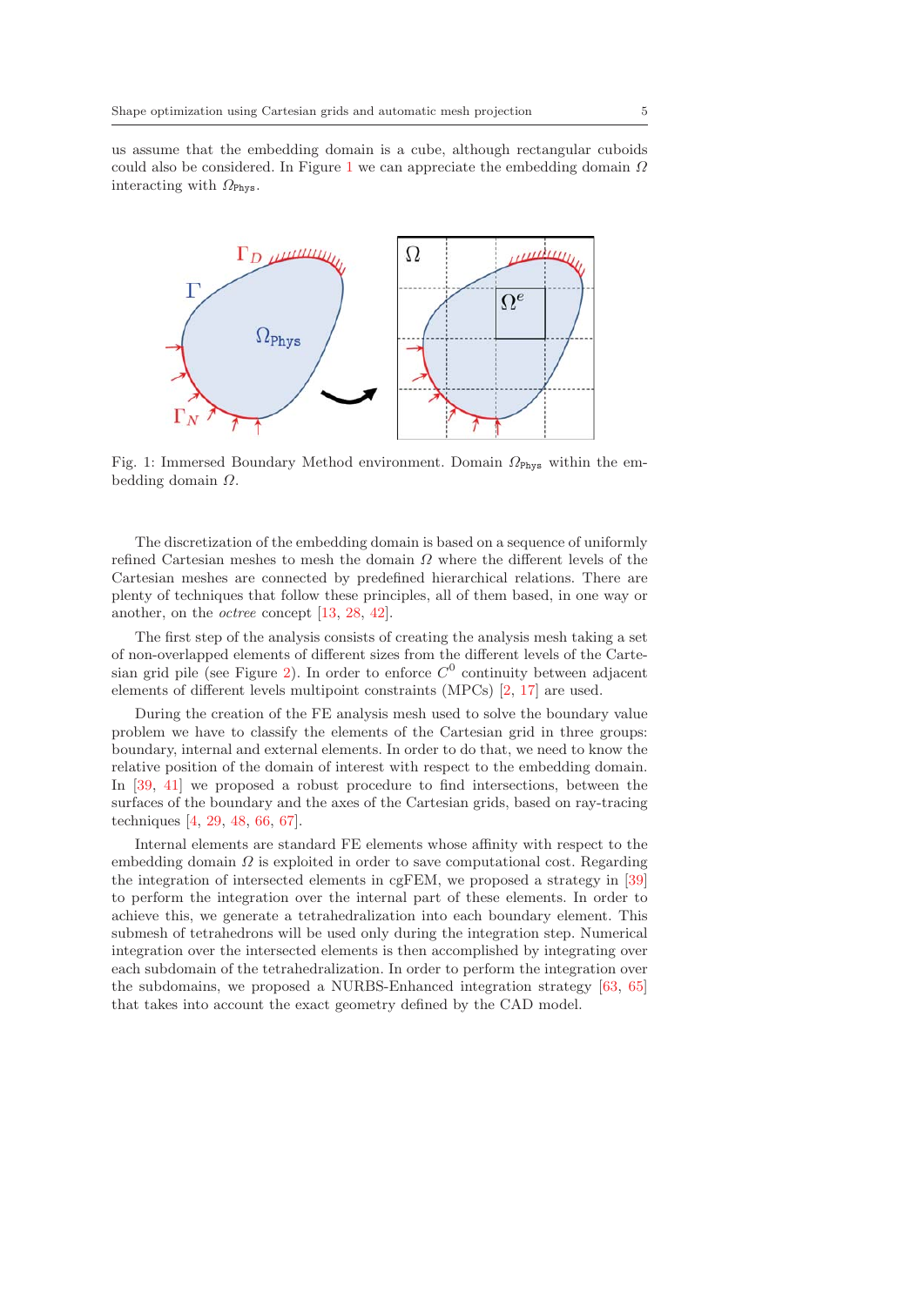us assume that the embedding domain is a cube, although rectangular cuboids could also be considered. In Figure 1 we can appreciate the embedding domain $\Omega$ interacting with $\Omega_{\texttt{Phys}}$.

Fig. 1: Immersed Boundary Method environment. Domain $\Omega_{\texttt{Phys}}$ within the embedding domain $\Omega$.

The discretization of the embedding domain is based on a sequence of uniformly refined Cartesian meshes to mesh the domain $\Omega$ where the different levels of the Cartesian meshes are connected by predefined hierarchical relations. There are plenty of techniques that follow these principles, all of them based, in one way or another, on the *octree* concept [13, 28, 42].

The first step of the analysis consists of creating the analysis mesh taking a set of non-overlapped elements of different sizes from the different levels of the Cartesian grid pile (see Figure 2). In order to enforce $C^0$ continuity between adjacent elements of different levels multipoint constraints (MPCs) [2, 17] are used.

During the creation of the FE analysis mesh used to solve the boundary value problem we have to classify the elements of the Cartesian grid in three groups: boundary, internal and external elements. In order to do that, we need to know the relative position of the domain of interest with respect to the embedding domain. In [39, 41] we proposed a robust procedure to find intersections, between the surfaces of the boundary and the axes of the Cartesian grids, based on ray-tracing techniques [4, 29, 48, 66, 67].

Internal elements are standard FE elements whose affinity with respect to the embedding domain $\Omega$ is exploited in order to save computational cost. Regarding the integration of intersected elements in cgFEM, we proposed a strategy in [39] to perform the integration over the internal part of these elements. In order to achieve this, we generate a tetrahedralization into each boundary element. This submesh of tetrahedrons will be used only during the integration step. Numerical integration over the intersected elements is then accomplished by integrating over each subdomain of the tetrahedralization. In order to perform the integration over the subdomains, we proposed a NURBS-Enhanced integration strategy [63, 65] that takes into account the exact geometry defined by the CAD model.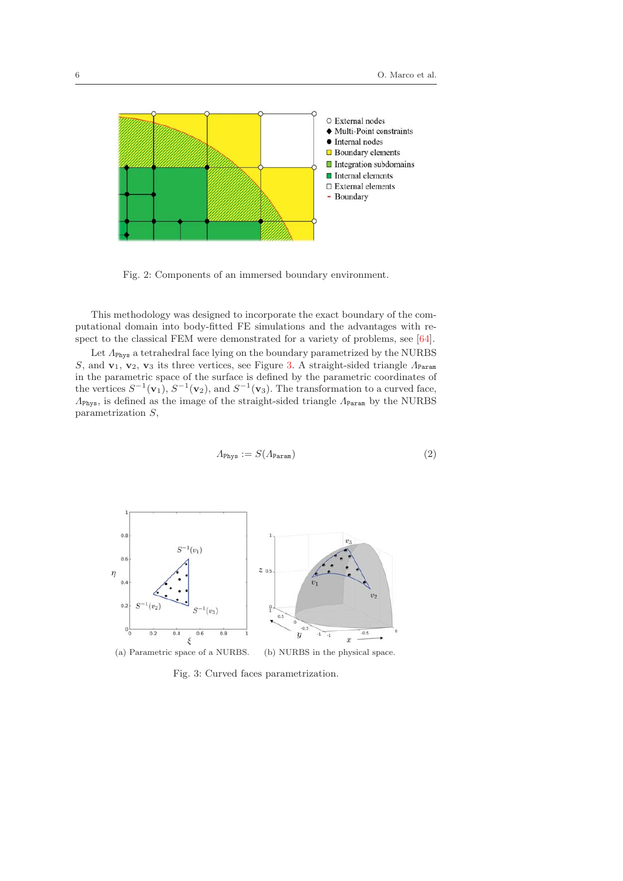Fig. 2: Components of an immersed boundary environment.

This methodology was designed to incorporate the exact boundary of the computational domain into body-fitted FE simulations and the advantages with respect to the classical FEM were demonstrated for a variety of problems, see [64].

Let $\Lambda_{\texttt{Phys}}$ a tetrahedral face lying on the boundary parametrized by the NURBS $S$, and $\mathbf{v}_1$, $\mathbf{v}_2$, $\mathbf{v}_3$ its three vertices, see Figure 3. A straight-sided triangle $\Lambda_{\texttt{Param}}$ in the parametric space of the surface is defined by the parametric coordinates of the vertices $S^{-1}(\mathbf{v}_1)$, $S^{-1}(\mathbf{v}_2)$, and $S^{-1}(\mathbf{v}_3)$. The transformation to a curved face, $\Lambda_{\texttt{Phys}}$, is defined as the image of the straight-sided triangle $\Lambda_{\texttt{Param}}$ by the NURBS parametrization $S$,

$$\Lambda_{\texttt{Phys}} := S(\Lambda_{\texttt{Param}}) \tag{2}$$

(a) Parametric space of a NURBS. (b) NURBS in the physical space.

Fig. 3: Curved faces parametrization.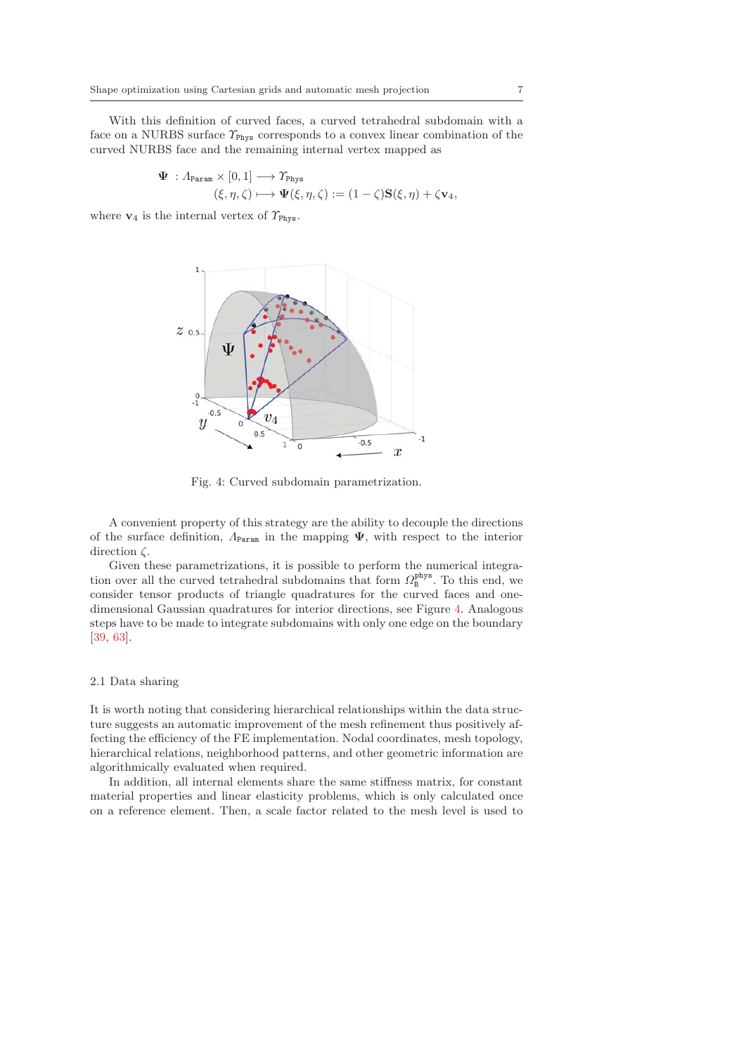With this definition of curved faces, a curved tetrahedral subdomain with a face on a NURBS surface $\Upsilon_{\mathtt{Phys}}$ corresponds to a convex linear combination of the curved NURBS face and the remaining internal vertex mapped as

$$\begin{aligned}
\mathbf{\Psi}\ &: \Lambda_{\mathtt{Param}} \times [0,1] \longrightarrow \Upsilon_{\mathtt{Phys}} \\
&(\xi, \eta, \zeta) \longmapsto \mathbf{\Psi}(\xi, \eta, \zeta) := (1-\zeta)\mathbf{S}(\xi, \eta) + \zeta \mathbf{v}_4,
\end{aligned}$$

where $\mathbf{v}_4$ is the internal vertex of $\Upsilon_{\mathtt{Phys}}$.

Fig. 4: Curved subdomain parametrization.

A convenient property of this strategy are the ability to decouple the directions of the surface definition, $\Lambda_{\mathtt{Param}}$ in the mapping $\mathbf{\Psi}$, with respect to the interior direction $\zeta$.

Given these parametrizations, it is possible to perform the numerical integration over all the curved tetrahedral subdomains that form $\Omega_{\mathrm{B}}^{\mathrm{phys}}$. To this end, we consider tensor products of triangle quadratures for the curved faces and one-dimensional Gaussian quadratures for interior directions, see Figure 4. Analogous steps have to be made to integrate subdomains with only one edge on the boundary [39, 63].

## 2.1 Data sharing

It is worth noting that considering hierarchical relationships within the data structure suggests an automatic improvement of the mesh refinement thus positively affecting the efficiency of the FE implementation. Nodal coordinates, mesh topology, hierarchical relations, neighborhood patterns, and other geometric information are algorithmically evaluated when required.

In addition, all internal elements share the same stiffness matrix, for constant material properties and linear elasticity problems, which is only calculated once on a reference element. Then, a scale factor related to the mesh level is used to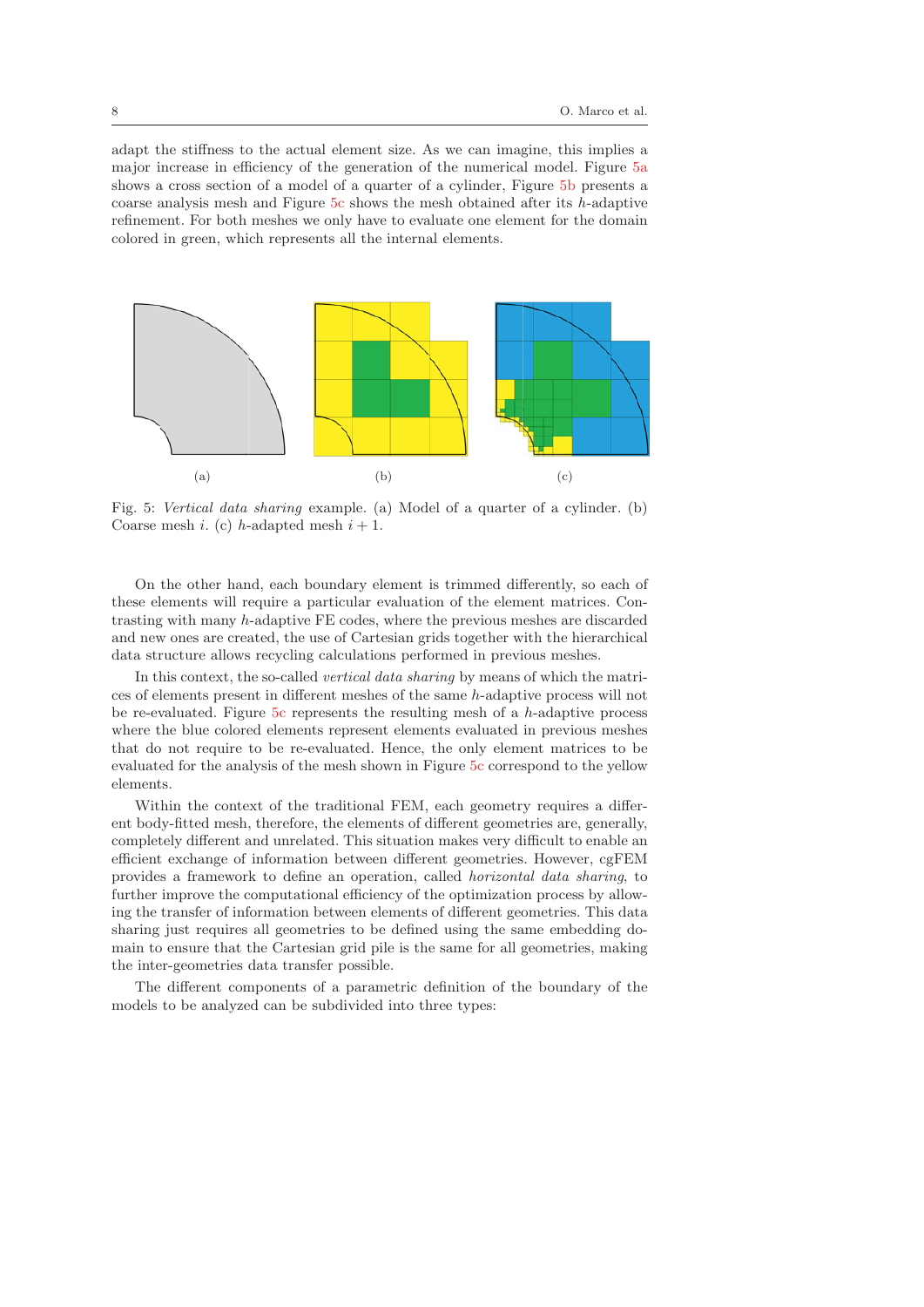adapt the stiffness to the actual element size. As we can imagine, this implies a major increase in efficiency of the generation of the numerical model. Figure 5a shows a cross section of a model of a quarter of a cylinder, Figure 5b presents a coarse analysis mesh and Figure 5c shows the mesh obtained after its $h$-adaptive refinement. For both meshes we only have to evaluate one element for the domain colored in green, which represents all the internal elements.

Fig. 5: *Vertical data sharing* example. (a) Model of a quarter of a cylinder. (b) Coarse mesh $i$. (c) $h$-adapted mesh $i + 1$.

On the other hand, each boundary element is trimmed differently, so each of these elements will require a particular evaluation of the element matrices. Contrasting with many $h$-adaptive FE codes, where the previous meshes are discarded and new ones are created, the use of Cartesian grids together with the hierarchical data structure allows recycling calculations performed in previous meshes.

In this context, the so-called *vertical data sharing* by means of which the matrices of elements present in different meshes of the same $h$-adaptive process will not be re-evaluated. Figure 5c represents the resulting mesh of a $h$-adaptive process where the blue colored elements represent elements evaluated in previous meshes that do not require to be re-evaluated. Hence, the only element matrices to be evaluated for the analysis of the mesh shown in Figure 5c correspond to the yellow elements.

Within the context of the traditional FEM, each geometry requires a different body-fitted mesh, therefore, the elements of different geometries are, generally, completely different and unrelated. This situation makes very difficult to enable an efficient exchange of information between different geometries. However, cgFEM provides a framework to define an operation, called *horizontal data sharing*, to further improve the computational efficiency of the optimization process by allowing the transfer of information between elements of different geometries. This data sharing just requires all geometries to be defined using the same embedding domain to ensure that the Cartesian grid pile is the same for all geometries, making the inter-geometries data transfer possible.

The different components of a parametric definition of the boundary of the models to be analyzed can be subdivided into three types: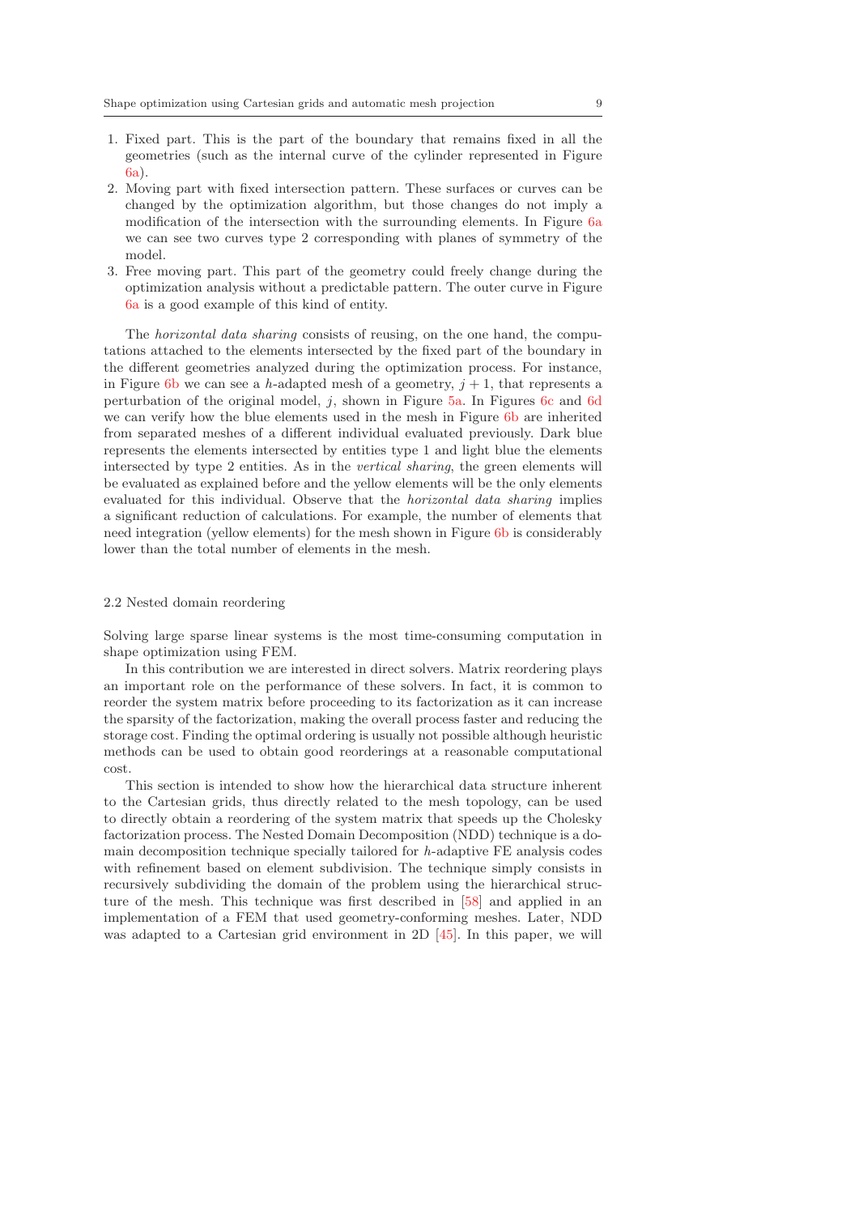1. Fixed part. This is the part of the boundary that remains fixed in all the geometries (such as the internal curve of the cylinder represented in Figure 6a).
2. Moving part with fixed intersection pattern. These surfaces or curves can be changed by the optimization algorithm, but those changes do not imply a modification of the intersection with the surrounding elements. In Figure 6a we can see two curves type 2 corresponding with planes of symmetry of the model.
3. Free moving part. This part of the geometry could freely change during the optimization analysis without a predictable pattern. The outer curve in Figure 6a is a good example of this kind of entity.

The *horizontal data sharing* consists of reusing, on the one hand, the computations attached to the elements intersected by the fixed part of the boundary in the different geometries analyzed during the optimization process. For instance, in Figure 6b we can see a $h$-adapted mesh of a geometry, $j+1$, that represents a perturbation of the original model, $j$, shown in Figure 5a. In Figures 6c and 6d we can verify how the blue elements used in the mesh in Figure 6b are inherited from separated meshes of a different individual evaluated previously. Dark blue represents the elements intersected by entities type 1 and light blue the elements intersected by type 2 entities. As in the *vertical sharing*, the green elements will be evaluated as explained before and the yellow elements will be the only elements evaluated for this individual. Observe that the *horizontal data sharing* implies a significant reduction of calculations. For example, the number of elements that need integration (yellow elements) for the mesh shown in Figure 6b is considerably lower than the total number of elements in the mesh.

### 2.2 Nested domain reordering

Solving large sparse linear systems is the most time-consuming computation in shape optimization using FEM.

In this contribution we are interested in direct solvers. Matrix reordering plays an important role on the performance of these solvers. In fact, it is common to reorder the system matrix before proceeding to its factorization as it can increase the sparsity of the factorization, making the overall process faster and reducing the storage cost. Finding the optimal ordering is usually not possible although heuristic methods can be used to obtain good reorderings at a reasonable computational cost.

This section is intended to show how the hierarchical data structure inherent to the Cartesian grids, thus directly related to the mesh topology, can be used to directly obtain a reordering of the system matrix that speeds up the Cholesky factorization process. The Nested Domain Decomposition (NDD) technique is a domain decomposition technique specially tailored for $h$-adaptive FE analysis codes with refinement based on element subdivision. The technique simply consists in recursively subdividing the domain of the problem using the hierarchical structure of the mesh. This technique was first described in [58] and applied in an implementation of a FEM that used geometry-conforming meshes. Later, NDD was adapted to a Cartesian grid environment in 2D [45]. In this paper, we will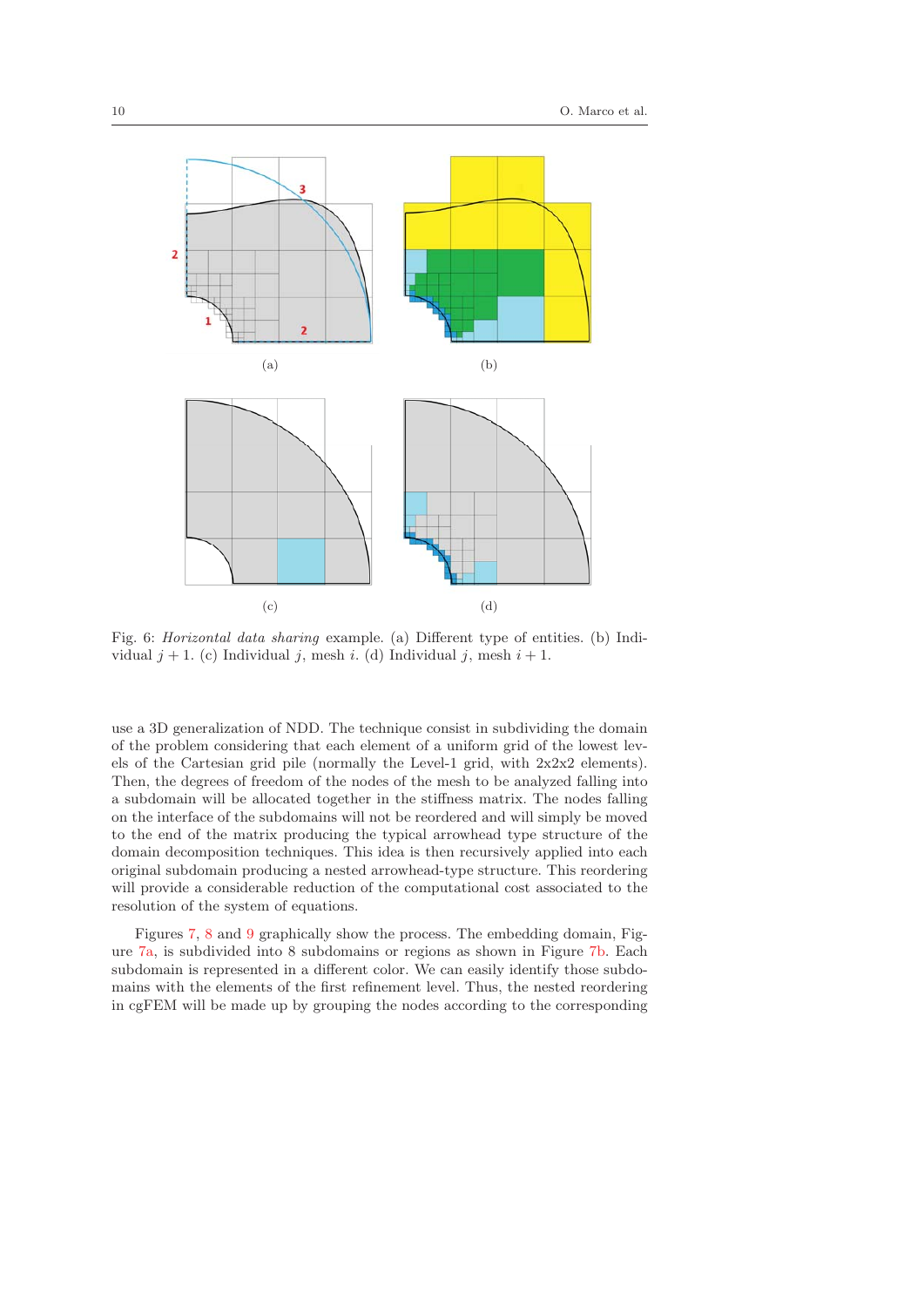Fig. 6: *Horizontal data sharing* example. (a) Different type of entities. (b) Individual $j+1$. (c) Individual $j$, mesh $i$. (d) Individual $j$, mesh $i+1$.

use a 3D generalization of NDD. The technique consist in subdividing the domain of the problem considering that each element of a uniform grid of the lowest levels of the Cartesian grid pile (normally the Level-1 grid, with 2x2x2 elements). Then, the degrees of freedom of the nodes of the mesh to be analyzed falling into a subdomain will be allocated together in the stiffness matrix. The nodes falling on the interface of the subdomains will not be reordered and will simply be moved to the end of the matrix producing the typical arrowhead type structure of the domain decomposition techniques. This idea is then recursively applied into each original subdomain producing a nested arrowhead-type structure. This reordering will provide a considerable reduction of the computational cost associated to the resolution of the system of equations.

Figures 7, 8 and 9 graphically show the process. The embedding domain, Figure 7a, is subdivided into 8 subdomains or regions as shown in Figure 7b. Each subdomain is represented in a different color. We can easily identify those subdomains with the elements of the first refinement level. Thus, the nested reordering in cgFEM will be made up by grouping the nodes according to the corresponding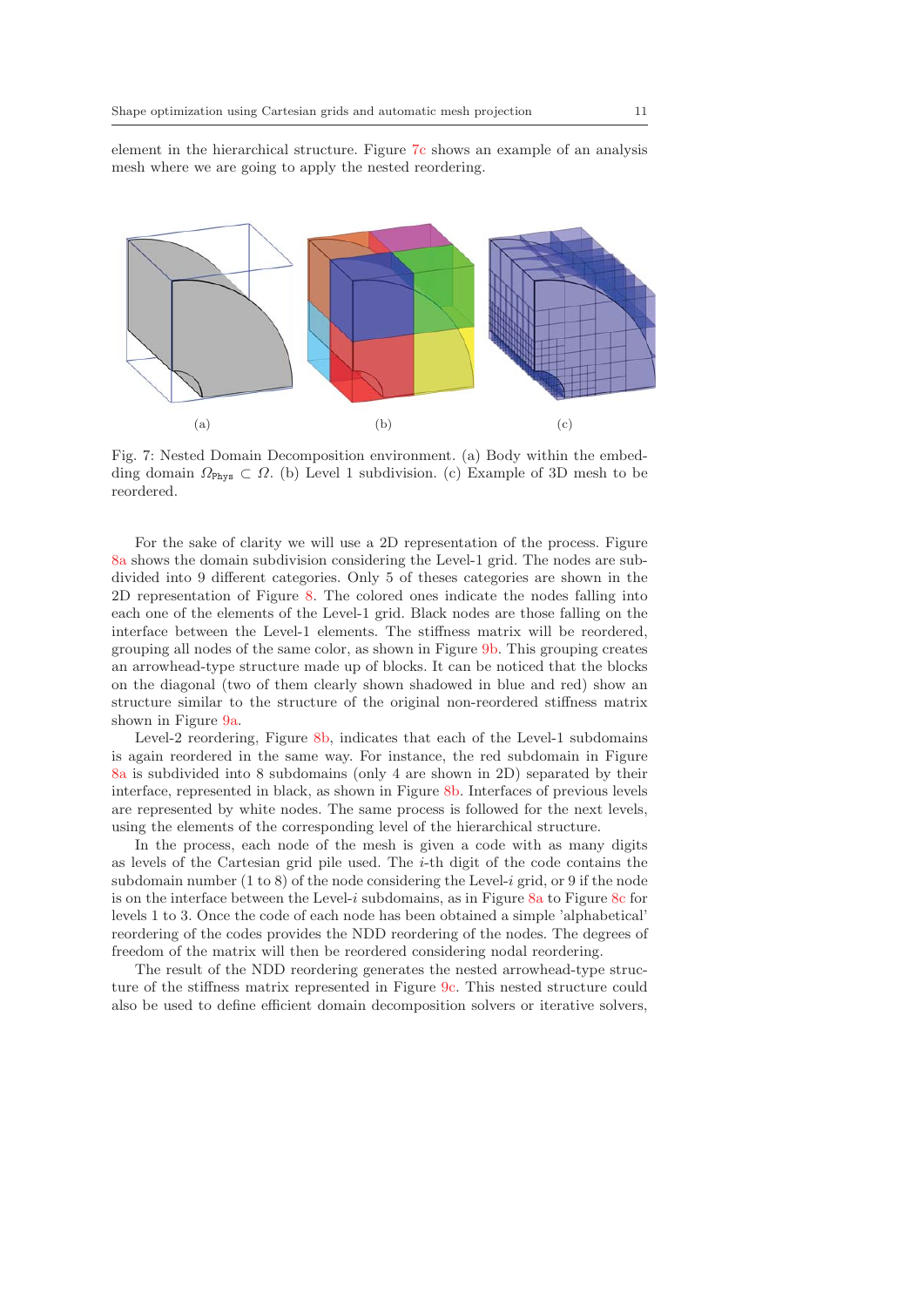element in the hierarchical structure. Figure 7c shows an example of an analysis mesh where we are going to apply the nested reordering.

Fig. 7: Nested Domain Decomposition environment. (a) Body within the embedding domain $\Omega_{\text{Phys}} \subset \Omega$. (b) Level 1 subdivision. (c) Example of 3D mesh to be reordered.

For the sake of clarity we will use a 2D representation of the process. Figure 8a shows the domain subdivision considering the Level-1 grid. The nodes are subdivided into 9 different categories. Only 5 of theses categories are shown in the 2D representation of Figure 8. The colored ones indicate the nodes falling into each one of the elements of the Level-1 grid. Black nodes are those falling on the interface between the Level-1 elements. The stiffness matrix will be reordered, grouping all nodes of the same color, as shown in Figure 9b. This grouping creates an arrowhead-type structure made up of blocks. It can be noticed that the blocks on the diagonal (two of them clearly shown shadowed in blue and red) show an structure similar to the structure of the original non-reordered stiffness matrix shown in Figure 9a.

Level-2 reordering, Figure 8b, indicates that each of the Level-1 subdomains is again reordered in the same way. For instance, the red subdomain in Figure 8a is subdivided into 8 subdomains (only 4 are shown in 2D) separated by their interface, represented in black, as shown in Figure 8b. Interfaces of previous levels are represented by white nodes. The same process is followed for the next levels, using the elements of the corresponding level of the hierarchical structure.

In the process, each node of the mesh is given a code with as many digits as levels of the Cartesian grid pile used. The $i$-th digit of the code contains the subdomain number (1 to 8) of the node considering the Level-$i$ grid, or 9 if the node is on the interface between the Level-$i$ subdomains, as in Figure 8a to Figure 8c for levels 1 to 3. Once the code of each node has been obtained a simple 'alphabetical' reordering of the codes provides the NDD reordering of the nodes. The degrees of freedom of the matrix will then be reordered considering nodal reordering.

The result of the NDD reordering generates the nested arrowhead-type structure of the stiffness matrix represented in Figure 9c. This nested structure could also be used to define efficient domain decomposition solvers or iterative solvers,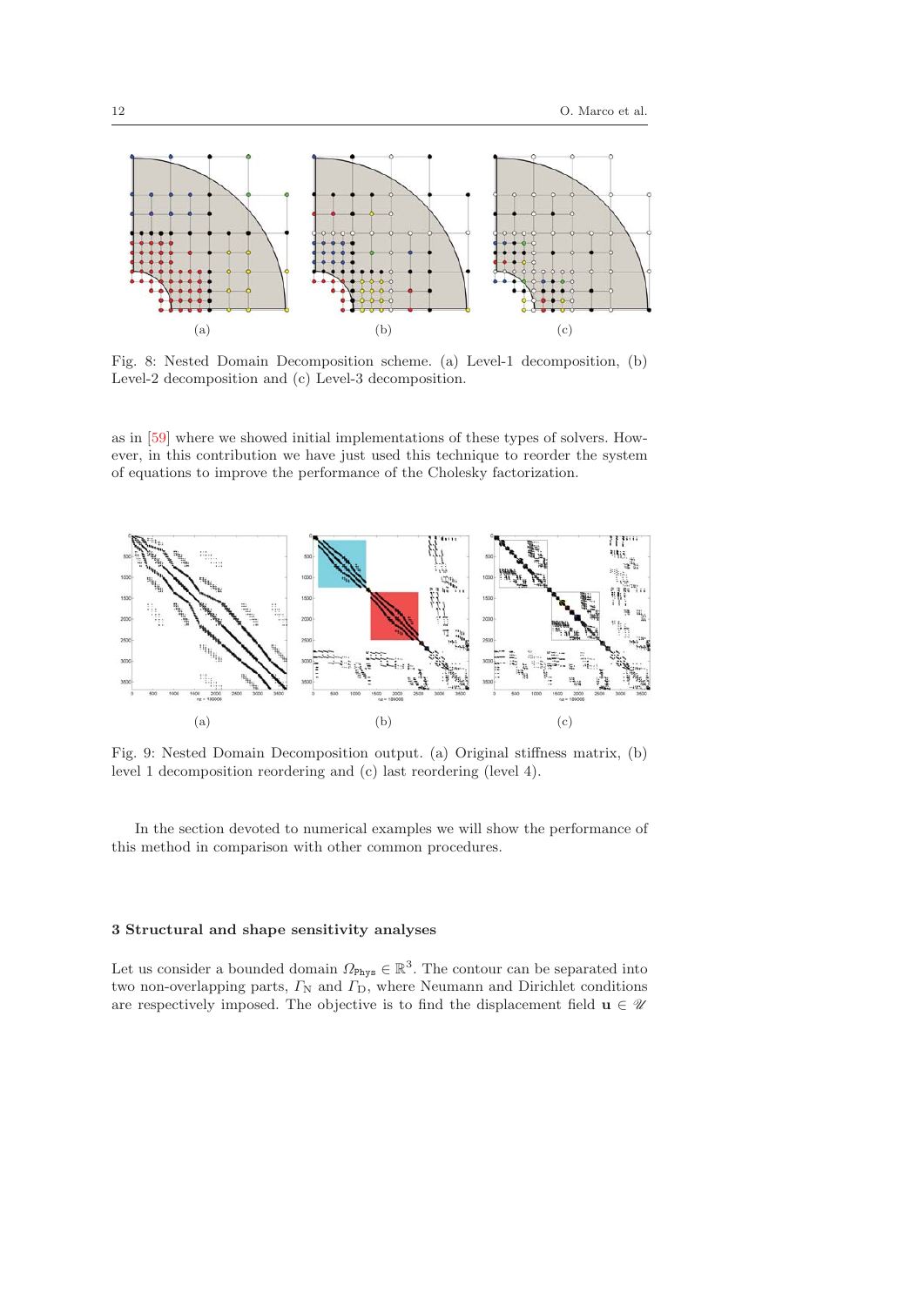Fig. 8: Nested Domain Decomposition scheme. (a) Level-1 decomposition, (b) Level-2 decomposition and (c) Level-3 decomposition.

as in [59] where we showed initial implementations of these types of solvers. However, in this contribution we have just used this technique to reorder the system of equations to improve the performance of the Cholesky factorization.

Fig. 9: Nested Domain Decomposition output. (a) Original stiffness matrix, (b) level 1 decomposition reordering and (c) last reordering (level 4).

In the section devoted to numerical examples we will show the performance of this method in comparison with other common procedures.

### 3 Structural and shape sensitivity analyses

Let us consider a bounded domain $\Omega_{\text{Phys}} \in \mathbb{R}^3$. The contour can be separated into two non-overlapping parts, $\Gamma_{\text{N}}$ and $\Gamma_{\text{D}}$, where Neumann and Dirichlet conditions are respectively imposed. The objective is to find the displacement field $\mathbf{u} \in \mathscr{U}$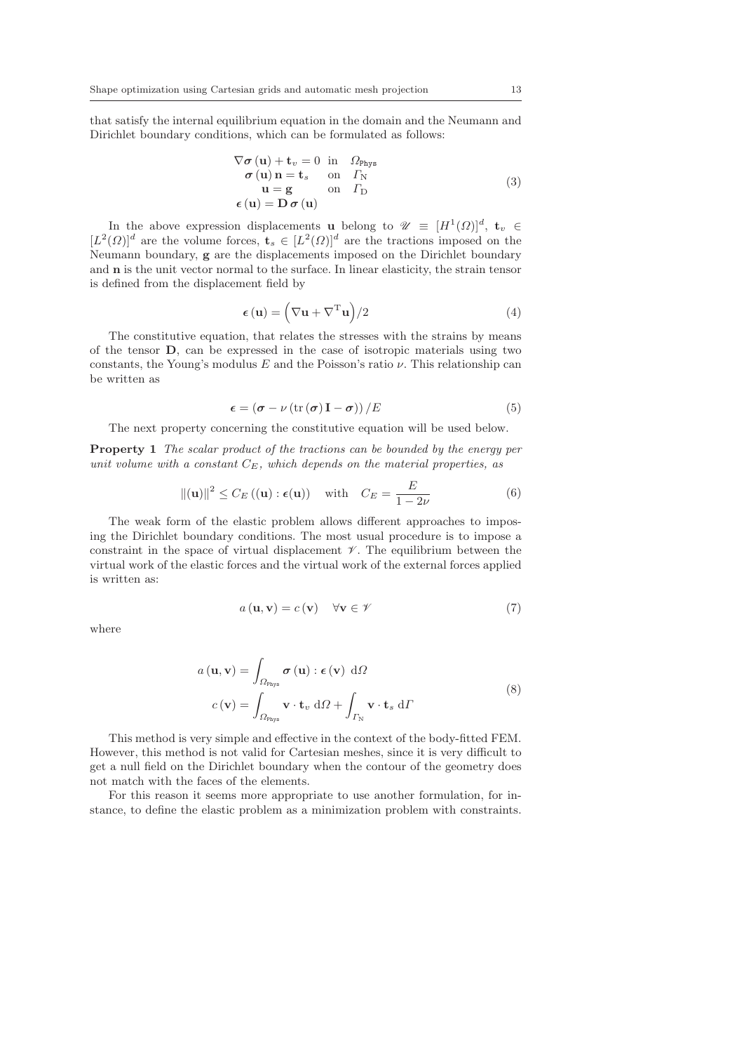that satisfy the internal equilibrium equation in the domain and the Neumann and Dirichlet boundary conditions, which can be formulated as follows:

$$
\begin{array}{rl}
\nabla \boldsymbol{\sigma}(\mathbf{u}) + \mathbf{t}_v = 0 & \text{in} \quad \Omega_{\texttt{Phys}} \\
\boldsymbol{\sigma}(\mathbf{u})\,\mathbf{n} = \mathbf{t}_s & \text{on} \quad \Gamma_{\text{N}} \\
\mathbf{u} = \mathbf{g} & \text{on} \quad \Gamma_{\text{D}} \\
\boldsymbol{\epsilon}(\mathbf{u}) = \mathbf{D}\,\boldsymbol{\sigma}(\mathbf{u}) &
\end{array}
\tag{3}
$$

In the above expression displacements $\mathbf{u}$ belong to $\mathscr{U} \equiv [H^1(\Omega)]^d$, $\mathbf{t}_v \in [L^2(\Omega)]^d$ are the volume forces, $\mathbf{t}_s \in [L^2(\Omega)]^d$ are the tractions imposed on the Neumann boundary, $\mathbf{g}$ are the displacements imposed on the Dirichlet boundary and $\mathbf{n}$ is the unit vector normal to the surface. In linear elasticity, the strain tensor is defined from the displacement field by

$$
\boldsymbol{\epsilon}(\mathbf{u}) = \left(\nabla \mathbf{u} + \nabla^{\mathrm{T}} \mathbf{u}\right)/2 \tag{4}
$$

The constitutive equation, that relates the stresses with the strains by means of the tensor $\mathbf{D}$, can be expressed in the case of isotropic materials using two constants, the Young's modulus $E$ and the Poisson's ratio $\nu$. This relationship can be written as

$$
\boldsymbol{\epsilon} = \left(\boldsymbol{\sigma} - \nu\left(\operatorname{tr}(\boldsymbol{\sigma})\,\mathbf{I} - \boldsymbol{\sigma}\right)\right)/E \tag{5}
$$

The next property concerning the constitutive equation will be used below.

**Property 1** *The scalar product of the tractions can be bounded by the energy per unit volume with a constant $C_E$, which depends on the material properties, as*

$$
\|(\mathbf{u})\|^2 \leq C_E\left((\mathbf{u}) : \boldsymbol{\epsilon}(\mathbf{u})\right) \quad \text{with} \quad C_E = \frac{E}{1-2\nu} \tag{6}
$$

The weak form of the elastic problem allows different approaches to imposing the Dirichlet boundary conditions. The most usual procedure is to impose a constraint in the space of virtual displacement $\mathscr{V}$. The equilibrium between the virtual work of the elastic forces and the virtual work of the external forces applied is written as:

$$
a(\mathbf{u}, \mathbf{v}) = c(\mathbf{v}) \quad \forall \mathbf{v} \in \mathscr{V} \tag{7}
$$

where

$$
\begin{aligned}
a(\mathbf{u}, \mathbf{v}) &= \int_{\Omega_{\texttt{Phys}}} \boldsymbol{\sigma}(\mathbf{u}) : \boldsymbol{\epsilon}(\mathbf{v})\ \mathrm{d}\Omega \\
c(\mathbf{v}) &= \int_{\Omega_{\texttt{Phys}}} \mathbf{v} \cdot \mathbf{t}_v\ \mathrm{d}\Omega + \int_{\Gamma_{\text{N}}} \mathbf{v} \cdot \mathbf{t}_s\ \mathrm{d}\Gamma
\end{aligned}
\tag{8}
$$

This method is very simple and effective in the context of the body-fitted FEM. However, this method is not valid for Cartesian meshes, since it is very difficult to get a null field on the Dirichlet boundary when the contour of the geometry does not match with the faces of the elements.

For this reason it seems more appropriate to use another formulation, for instance, to define the elastic problem as a minimization problem with constraints.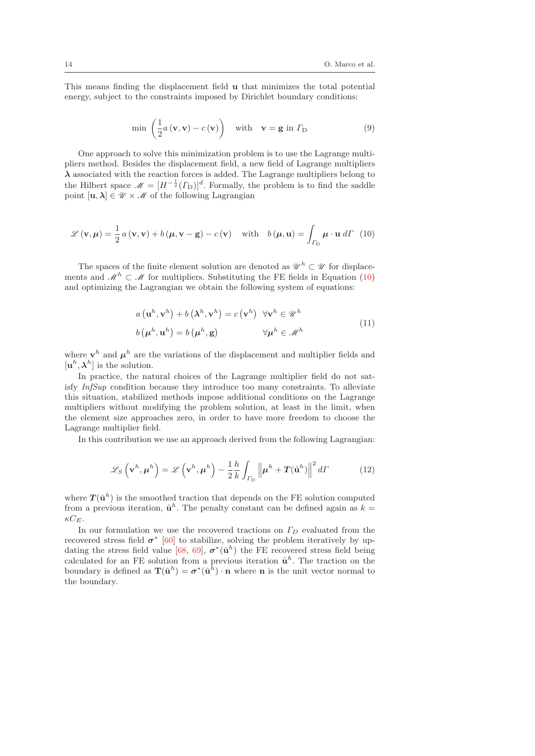This means finding the displacement field $\mathbf{u}$ that minimizes the total potential energy, subject to the constraints imposed by Dirichlet boundary conditions:

$$\min \left( \frac{1}{2} a\left(\mathbf{v}, \mathbf{v}\right) - c\left(\mathbf{v}\right) \right) \quad \text{with} \quad \mathbf{v} = \mathbf{g} \text{ in } \Gamma_{\mathrm{D}} \tag{9}$$

One approach to solve this minimization problem is to use the Lagrange multipliers method. Besides the displacement field, a new field of Lagrange multipliers $\boldsymbol{\lambda}$ associated with the reaction forces is added. The Lagrange multipliers belong to the Hilbert space $\mathscr{M} = [H^{-\frac{1}{2}}(\Gamma_{\mathrm{D}})]^d$. Formally, the problem is to find the saddle point $[\mathbf{u}, \boldsymbol{\lambda}] \in \mathscr{U} \times \mathscr{M}$ of the following Lagrangian

$$\mathscr{L}\left(\mathbf{v}, \boldsymbol{\mu}\right) = \frac{1}{2}\, a\left(\mathbf{v}, \mathbf{v}\right) + b\left(\boldsymbol{\mu}, \mathbf{v} - \mathbf{g}\right) - c\left(\mathbf{v}\right) \quad \text{with} \quad b\left(\boldsymbol{\mu}, \mathbf{u}\right) = \int_{\Gamma_{\mathrm{D}}} \boldsymbol{\mu} \cdot \mathbf{u}\, d\Gamma \tag{10}$$

The spaces of the finite element solution are denoted as $\mathscr{U}^h \subset \mathscr{U}$ for displacements and $\mathscr{M}^h \subset \mathscr{M}$ for multipliers. Substituting the FE fields in Equation (10) and optimizing the Lagrangian we obtain the following system of equations:

$$\begin{aligned} a\left(\mathbf{u}^h, \mathbf{v}^h\right) + b\left(\boldsymbol{\lambda}^h, \mathbf{v}^h\right) &= c\left(\mathbf{v}^h\right) \quad \forall \mathbf{v}^h \in \mathscr{U}^h \\ b\left(\boldsymbol{\mu}^h, \mathbf{u}^h\right) &= b\left(\boldsymbol{\mu}^h, \mathbf{g}\right) \qquad \forall \boldsymbol{\mu}^h \in \mathscr{M}^h \end{aligned} \tag{11}$$

where $\mathbf{v}^h$ and $\boldsymbol{\mu}^h$ are the variations of the displacement and multiplier fields and $[\mathbf{u}^h, \boldsymbol{\lambda}^h]$ is the solution.

In practice, the natural choices of the Lagrange multiplier field do not satisfy *InfSup* condition because they introduce too many constraints. To alleviate this situation, stabilized methods impose additional conditions on the Lagrange multipliers without modifying the problem solution, at least in the limit, when the element size approaches zero, in order to have more freedom to choose the Lagrange multiplier field.

In this contribution we use an approach derived from the following Lagrangian:

$$\mathscr{L}_S\left(\mathbf{v}^h, \boldsymbol{\mu}^h\right) = \mathscr{L}\left(\mathbf{v}^h, \boldsymbol{\mu}^h\right) - \frac{1}{2}\frac{h}{k}\int_{\Gamma_{\mathrm{D}}} \left\| \boldsymbol{\mu}^h + \boldsymbol{T}(\hat{\mathbf{u}}^h) \right\|^2 d\Gamma \tag{12}$$

where $\boldsymbol{T}(\hat{\mathbf{u}}^h)$ is the smoothed traction that depends on the FE solution computed from a previous iteration, $\hat{\mathbf{u}}^h$. The penalty constant can be defined again as $k = \kappa C_E$.

In our formulation we use the recovered tractions on $\Gamma_D$ evaluated from the recovered stress field $\boldsymbol{\sigma}^*$ [60] to stabilize, solving the problem iteratively by updating the stress field value [68, 69], $\boldsymbol{\sigma}^*(\hat{\mathbf{u}}^h)$ the FE recovered stress field being calculated for an FE solution from a previous iteration $\hat{\mathbf{u}}^h$. The traction on the boundary is defined as $\mathbf{T}(\hat{\mathbf{u}}^h) = \boldsymbol{\sigma}^*(\hat{\mathbf{u}}^h) \cdot \mathbf{n}$ where $\mathbf{n}$ is the unit vector normal to the boundary.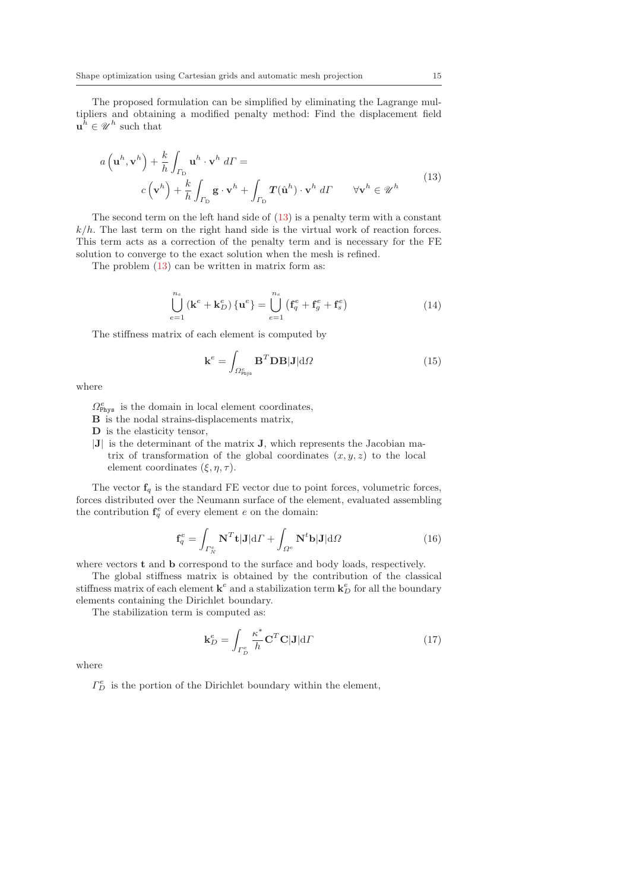The proposed formulation can be simplified by eliminating the Lagrange multipliers and obtaining a modified penalty method: Find the displacement field $\mathbf{u}^h \in \mathscr{U}^h$ such that

$$
\begin{aligned}
a\left(\mathbf{u}^h, \mathbf{v}^h\right) + \frac{k}{h}\int_{\Gamma_\mathrm{D}} \mathbf{u}^h \cdot \mathbf{v}^h \, d\Gamma = \\
c\left(\mathbf{v}^h\right) + \frac{k}{h}\int_{\Gamma_\mathrm{D}} \mathbf{g}\cdot\mathbf{v}^h + \int_{\Gamma_\mathrm{D}} \boldsymbol{T}(\hat{\mathbf{u}}^h)\cdot \mathbf{v}^h \, d\Gamma \qquad \forall \mathbf{v}^h \in \mathscr{U}^h
\end{aligned}
\tag{13}
$$

The second term on the left hand side of (13) is a penalty term with a constant $k/h$. The last term on the right hand side is the virtual work of reaction forces. This term acts as a correction of the penalty term and is necessary for the FE solution to converge to the exact solution when the mesh is refined.

The problem (13) can be written in matrix form as:

$$
\bigcup_{e=1}^{n_e} \left(\mathbf{k}^e + \mathbf{k}_D^e\right)\{\mathbf{u}^e\} = \bigcup_{e=1}^{n_e}\left(\mathbf{f}_q^e + \mathbf{f}_g^e + \mathbf{f}_s^e\right) \tag{14}
$$

The stiffness matrix of each element is computed by

$$
\mathbf{k}^e = \int_{\Omega^e_{\mathtt{Phys}}} \mathbf{B}^T\mathbf{D}\mathbf{B}|\mathbf{J}|\mathrm{d}\Omega \tag{15}
$$

where

- $\Omega^e_{\mathtt{Phys}}$ is the domain in local element coordinates,
- $\mathbf{B}$ is the nodal strains-displacements matrix,
- $\mathbf{D}$ is the elasticity tensor,
- $|\mathbf{J}|$ is the determinant of the matrix $\mathbf{J}$, which represents the Jacobian matrix of transformation of the global coordinates $(x, y, z)$ to the local element coordinates $(\xi, \eta, \tau)$.

The vector $\mathbf{f}_q$ is the standard FE vector due to point forces, volumetric forces, forces distributed over the Neumann surface of the element, evaluated assembling the contribution $\mathbf{f}_q^e$ of every element $e$ on the domain:

$$
\mathbf{f}_q^e = \int_{\Gamma_N^e} \mathbf{N}^T\mathbf{t}|\mathbf{J}|\mathrm{d}\Gamma + \int_{\Omega^e} \mathbf{N}^t\mathbf{b}|\mathbf{J}|\mathrm{d}\Omega \tag{16}
$$

where vectors $\mathbf{t}$ and $\mathbf{b}$ correspond to the surface and body loads, respectively.

The global stiffness matrix is obtained by the contribution of the classical stiffness matrix of each element $\mathbf{k}^e$ and a stabilization term $\mathbf{k}_D^e$ for all the boundary elements containing the Dirichlet boundary.

The stabilization term is computed as:

$$
\mathbf{k}_D^e = \int_{\Gamma_D^e} \frac{\kappa^*}{h}\mathbf{C}^T\mathbf{C}|\mathbf{J}|\mathrm{d}\Gamma \tag{17}
$$

where

- $\Gamma_D^e$ is the portion of the Dirichlet boundary within the element,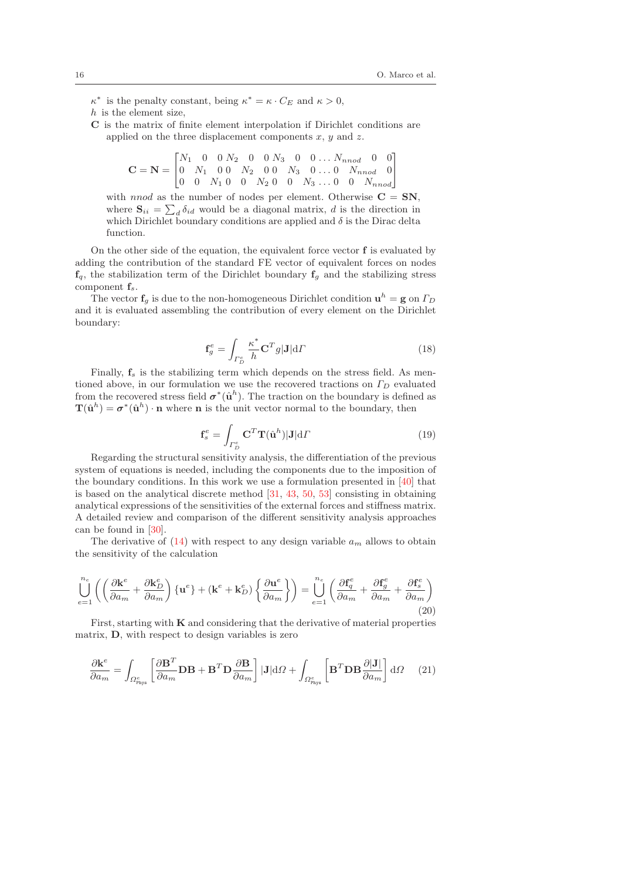$\kappa^*$ is the penalty constant, being $\kappa^* = \kappa \cdot C_E$ and $\kappa > 0$,

$h$ is the element size,

$\mathbf{C}$ is the matrix of finite element interpolation if Dirichlet conditions are applied on the three displacement components $x$, $y$ and $z$.

$$\mathbf{C} = \mathbf{N} = \begin{bmatrix} N_1 & 0 & 0 & N_2 & 0 & 0 & N_3 & 0 & 0 \dots & N_{nnod} & 0 & 0 \\ 0 & N_1 & 0 & 0 & N_2 & 0 & 0 & N_3 & 0 \dots & 0 & N_{nnod} & 0 \\ 0 & 0 & N_1 & 0 & 0 & N_2 & 0 & 0 & N_3 \dots & 0 & 0 & N_{nnod} \end{bmatrix}$$

with $nnod$ as the number of nodes per element. Otherwise $\mathbf{C} = \mathbf{SN}$, where $\mathbf{S}_{ii} = \sum_d \delta_{id}$ would be a diagonal matrix, $d$ is the direction in which Dirichlet boundary conditions are applied and $\delta$ is the Dirac delta function.

On the other side of the equation, the equivalent force vector $\mathbf{f}$ is evaluated by adding the contribution of the standard FE vector of equivalent forces on nodes $\mathbf{f}_q$, the stabilization term of the Dirichlet boundary $\mathbf{f}_g$ and the stabilizing stress component $\mathbf{f}_s$.

The vector $\mathbf{f}_g$ is due to the non-homogeneous Dirichlet condition $\mathbf{u}^h = \mathbf{g}$ on $\Gamma_D$ and it is evaluated assembling the contribution of every element on the Dirichlet boundary:

$$\mathbf{f}_g^e = \int_{\Gamma_D^e} \frac{\kappa^*}{h} \mathbf{C}^T g |\mathbf{J}| \mathrm{d}\Gamma \tag{18}$$

Finally, $\mathbf{f}_s$ is the stabilizing term which depends on the stress field. As mentioned above, in our formulation we use the recovered tractions on $\Gamma_D$ evaluated from the recovered stress field $\boldsymbol{\sigma}^*(\hat{\mathbf{u}}^h)$. The traction on the boundary is defined as $\mathbf{T}(\hat{\mathbf{u}}^h) = \boldsymbol{\sigma}^*(\hat{\mathbf{u}}^h) \cdot \mathbf{n}$ where $\mathbf{n}$ is the unit vector normal to the boundary, then

$$\mathbf{f}_s^e = \int_{\Gamma_D^e} \mathbf{C}^T \mathbf{T}(\hat{\mathbf{u}}^h) |\mathbf{J}| \mathrm{d}\Gamma \tag{19}$$

Regarding the structural sensitivity analysis, the differentiation of the previous system of equations is needed, including the components due to the imposition of the boundary conditions. In this work we use a formulation presented in [40] that is based on the analytical discrete method [31, 43, 50, 53] consisting in obtaining analytical expressions of the sensitivities of the external forces and stiffness matrix. A detailed review and comparison of the different sensitivity analysis approaches can be found in [30].

The derivative of (14) with respect to any design variable $a_m$ allows to obtain the sensitivity of the calculation

$$\bigcup_{e=1}^{n_e} \left( \left( \frac{\partial \mathbf{k}^e}{\partial a_m} + \frac{\partial \mathbf{k}_D^e}{\partial a_m} \right) \{\mathbf{u}^e\} + (\mathbf{k}^e + \mathbf{k}_D^e) \left\{ \frac{\partial \mathbf{u}^e}{\partial a_m} \right\} \right) = \bigcup_{e=1}^{n_e} \left( \frac{\partial \mathbf{f}_q^e}{\partial a_m} + \frac{\partial \mathbf{f}_g^e}{\partial a_m} + \frac{\partial \mathbf{f}_s^e}{\partial a_m} \right) \tag{20}$$

First, starting with $\mathbf{K}$ and considering that the derivative of material properties matrix, $\mathbf{D}$, with respect to design variables is zero

$$\frac{\partial \mathbf{k}^e}{\partial a_m} = \int_{\Omega_{\text{Phys}}^e} \left[ \frac{\partial \mathbf{B}^T}{\partial a_m} \mathbf{D} \mathbf{B} + \mathbf{B}^T \mathbf{D} \frac{\partial \mathbf{B}}{\partial a_m} \right] |\mathbf{J}| \mathrm{d}\Omega + \int_{\Omega_{\text{Phys}}^e} \left[ \mathbf{B}^T \mathbf{D} \mathbf{B} \frac{\partial |\mathbf{J}|}{\partial a_m} \right] \mathrm{d}\Omega \tag{21}$$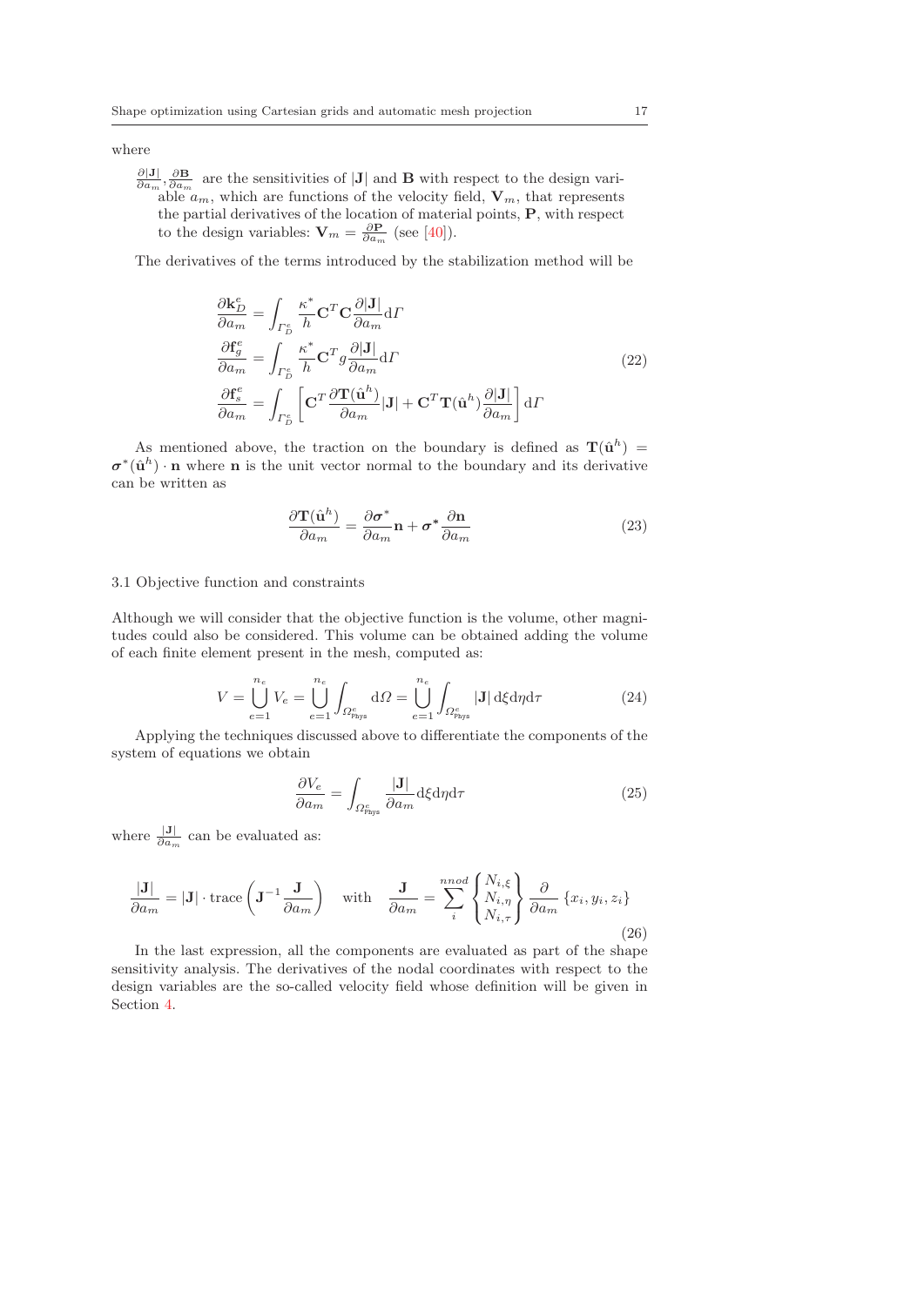where

$\frac{\partial |\mathbf{J}|}{\partial a_m}, \frac{\partial \mathbf{B}}{\partial a_m}$ are the sensitivities of $|\mathbf{J}|$ and $\mathbf{B}$ with respect to the design variable $a_m$, which are functions of the velocity field, $\mathbf{V}_m$, that represents the partial derivatives of the location of material points, $\mathbf{P}$, with respect to the design variables: $\mathbf{V}_m = \frac{\partial \mathbf{P}}{\partial a_m}$ (see [40]).

The derivatives of the terms introduced by the stabilization method will be

$$
\begin{aligned}
\frac{\partial \mathbf{k}_D^e}{\partial a_m} &= \int_{\Gamma_D^e} \frac{\kappa^*}{h} \mathbf{C}^T \mathbf{C} \frac{\partial |\mathbf{J}|}{\partial a_m} \mathrm{d}\Gamma \\
\frac{\partial \mathbf{f}_g^e}{\partial a_m} &= \int_{\Gamma_D^e} \frac{\kappa^*}{h} \mathbf{C}^T g \frac{\partial |\mathbf{J}|}{\partial a_m} \mathrm{d}\Gamma \\
\frac{\partial \mathbf{f}_s^e}{\partial a_m} &= \int_{\Gamma_D^e} \left[ \mathbf{C}^T \frac{\partial \mathbf{T}(\hat{\mathbf{u}}^h)}{\partial a_m} |\mathbf{J}| + \mathbf{C}^T \mathbf{T}(\hat{\mathbf{u}}^h) \frac{\partial |\mathbf{J}|}{\partial a_m} \right] \mathrm{d}\Gamma
\end{aligned}
\tag{22}
$$

As mentioned above, the traction on the boundary is defined as $\mathbf{T}(\hat{\mathbf{u}}^h) = \boldsymbol{\sigma}^*(\hat{\mathbf{u}}^h) \cdot \mathbf{n}$ where $\mathbf{n}$ is the unit vector normal to the boundary and its derivative can be written as

$$
\frac{\partial \mathbf{T}(\hat{\mathbf{u}}^h)}{\partial a_m} = \frac{\partial \boldsymbol{\sigma}^*}{\partial a_m} \mathbf{n} + \boldsymbol{\sigma}^* \frac{\partial \mathbf{n}}{\partial a_m}
\tag{23}
$$

### 3.1 Objective function and constraints

Although we will consider that the objective function is the volume, other magnitudes could also be considered. This volume can be obtained adding the volume of each finite element present in the mesh, computed as:

$$
V = \bigcup_{e=1}^{n_e} V_e = \bigcup_{e=1}^{n_e} \int_{\Omega_{\text{Phys}}^e} \mathrm{d}\Omega = \bigcup_{e=1}^{n_e} \int_{\Omega_{\text{Phys}}^e} |\mathbf{J}| \, \mathrm{d}\xi \mathrm{d}\eta \mathrm{d}\tau
\tag{24}
$$

Applying the techniques discussed above to differentiate the components of the system of equations we obtain

$$
\frac{\partial V_e}{\partial a_m} = \int_{\Omega_{\text{Phys}}^e} \frac{|\mathbf{J}|}{\partial a_m} \mathrm{d}\xi \mathrm{d}\eta \mathrm{d}\tau
\tag{25}
$$

where $\frac{|\mathbf{J}|}{\partial a_m}$ can be evaluated as:

$$
\frac{|\mathbf{J}|}{\partial a_m} = |\mathbf{J}| \cdot \operatorname{trace}\left( \mathbf{J}^{-1} \frac{\mathbf{J}}{\partial a_m} \right) \quad \text{with} \quad \frac{\mathbf{J}}{\partial a_m} = \sum_{i}^{nnod} \begin{Bmatrix} N_{i,\xi} \\ N_{i,\eta} \\ N_{i,\tau} \end{Bmatrix} \frac{\partial}{\partial a_m} \{x_i, y_i, z_i\}
\tag{26}
$$

In the last expression, all the components are evaluated as part of the shape sensitivity analysis. The derivatives of the nodal coordinates with respect to the design variables are the so-called velocity field whose definition will be given in Section 4.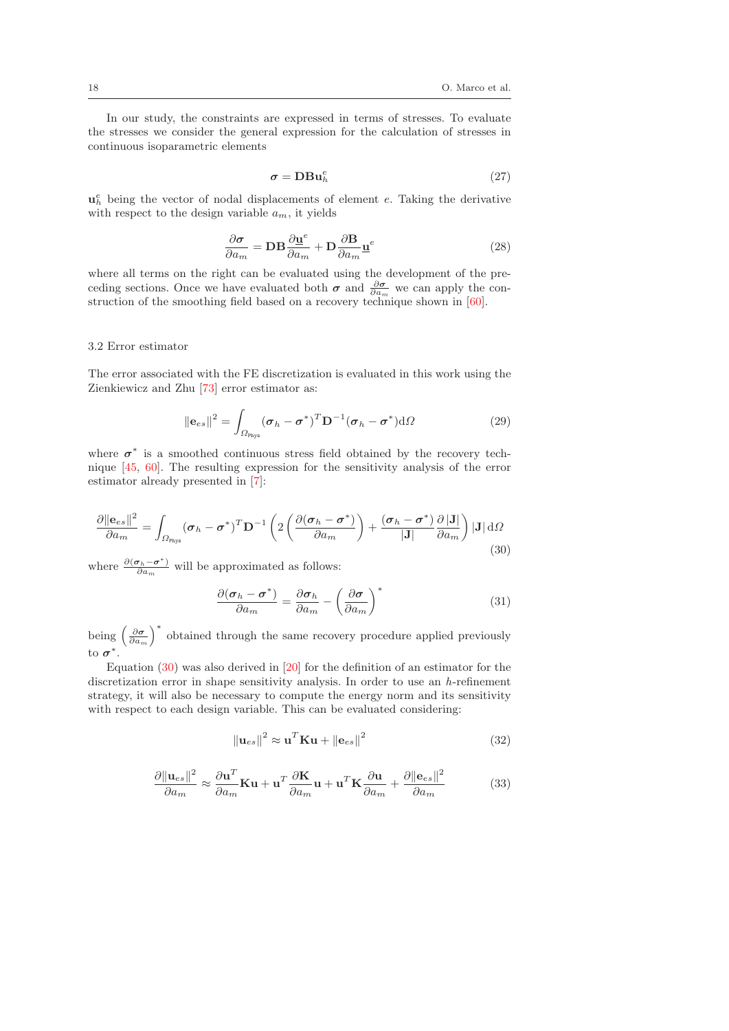In our study, the constraints are expressed in terms of stresses. To evaluate the stresses we consider the general expression for the calculation of stresses in continuous isoparametric elements

$$\boldsymbol{\sigma} = \mathbf{D}\mathbf{B}\mathbf{u}_h^e \tag{27}$$

$\mathbf{u}_h^e$ being the vector of nodal displacements of element $e$. Taking the derivative with respect to the design variable $a_m$, it yields

$$\frac{\partial \boldsymbol{\sigma}}{\partial a_m} = \mathbf{D}\mathbf{B}\frac{\partial \underline{\mathbf{u}}^e}{\partial a_m} + \mathbf{D}\frac{\partial \mathbf{B}}{\partial a_m}\underline{\mathbf{u}}^e \tag{28}$$

where all terms on the right can be evaluated using the development of the preceding sections. Once we have evaluated both $\boldsymbol{\sigma}$ and $\frac{\partial \boldsymbol{\sigma}}{\partial a_m}$ we can apply the construction of the smoothing field based on a recovery technique shown in [60].

### 3.2 Error estimator

The error associated with the FE discretization is evaluated in this work using the Zienkiewicz and Zhu [73] error estimator as:

$$\|\mathbf{e}_{es}\|^2 = \int_{\Omega_{\text{Phys}}} (\boldsymbol{\sigma}_h - \boldsymbol{\sigma}^*)^T \mathbf{D}^{-1} (\boldsymbol{\sigma}_h - \boldsymbol{\sigma}^*) \mathrm{d}\Omega \tag{29}$$

where $\boldsymbol{\sigma}^*$ is a smoothed continuous stress field obtained by the recovery technique [45, 60]. The resulting expression for the sensitivity analysis of the error estimator already presented in [7]:

$$\frac{\partial \|\mathbf{e}_{es}\|^2}{\partial a_m} = \int_{\Omega_{\text{Phys}}} (\boldsymbol{\sigma}_h - \boldsymbol{\sigma}^*)^T \mathbf{D}^{-1} \left( 2\left( \frac{\partial (\boldsymbol{\sigma}_h - \boldsymbol{\sigma}^*)}{\partial a_m} \right) + \frac{(\boldsymbol{\sigma}_h - \boldsymbol{\sigma}^*)}{|\mathbf{J}|} \frac{\partial |\mathbf{J}|}{\partial a_m} \right) |\mathbf{J}| \, \mathrm{d}\Omega \tag{30}$$

where $\frac{\partial (\boldsymbol{\sigma}_h - \boldsymbol{\sigma}^*)}{\partial a_m}$ will be approximated as follows:

$$\frac{\partial (\boldsymbol{\sigma}_h - \boldsymbol{\sigma}^*)}{\partial a_m} = \frac{\partial \boldsymbol{\sigma}_h}{\partial a_m} - \left( \frac{\partial \boldsymbol{\sigma}}{\partial a_m} \right)^* \tag{31}$$

being $\left( \frac{\partial \boldsymbol{\sigma}}{\partial a_m} \right)^*$ obtained through the same recovery procedure applied previously to $\boldsymbol{\sigma}^*$.

Equation (30) was also derived in [20] for the definition of an estimator for the discretization error in shape sensitivity analysis. In order to use an $h$-refinement strategy, it will also be necessary to compute the energy norm and its sensitivity with respect to each design variable. This can be evaluated considering:

$$\|\mathbf{u}_{es}\|^2 \approx \mathbf{u}^T \mathbf{K} \mathbf{u} + \|\mathbf{e}_{es}\|^2 \tag{32}$$

$$\frac{\partial \|\mathbf{u}_{es}\|^2}{\partial a_m} \approx \frac{\partial \mathbf{u}^T}{\partial a_m} \mathbf{K} \mathbf{u} + \mathbf{u}^T \frac{\partial \mathbf{K}}{\partial a_m} \mathbf{u} + \mathbf{u}^T \mathbf{K} \frac{\partial \mathbf{u}}{\partial a_m} + \frac{\partial \|\mathbf{e}_{es}\|^2}{\partial a_m} \tag{33}$$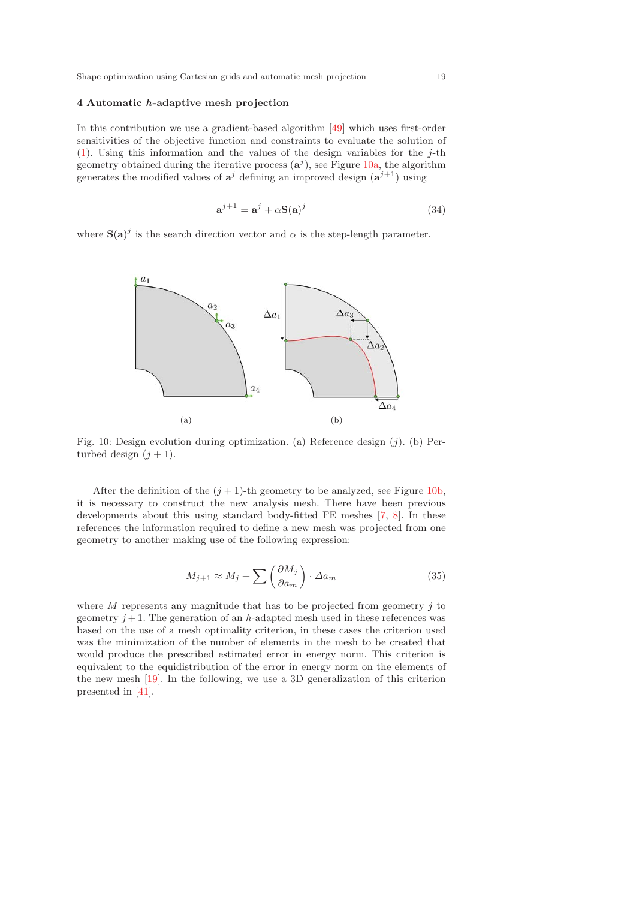## 4 Automatic $h$-adaptive mesh projection

In this contribution we use a gradient-based algorithm [49] which uses first-order sensitivities of the objective function and constraints to evaluate the solution of (1). Using this information and the values of the design variables for the $j$-th geometry obtained during the iterative process ($\mathbf{a}^j$), see Figure 10a, the algorithm generates the modified values of $\mathbf{a}^j$ defining an improved design ($\mathbf{a}^{j+1}$) using

$$\mathbf{a}^{j+1} = \mathbf{a}^j + \alpha \mathbf{S}(\mathbf{a})^j \tag{34}$$

where $\mathbf{S}(\mathbf{a})^j$ is the search direction vector and $\alpha$ is the step-length parameter.

Fig. 10: Design evolution during optimization. (a) Reference design ($j$). (b) Perturbed design ($j+1$).

After the definition of the $(j+1)$-th geometry to be analyzed, see Figure 10b, it is necessary to construct the new analysis mesh. There have been previous developments about this using standard body-fitted FE meshes [7, 8]. In these references the information required to define a new mesh was projected from one geometry to another making use of the following expression:

$$M_{j+1} \approx M_j + \sum \left( \frac{\partial M_j}{\partial a_m} \right) \cdot \Delta a_m \tag{35}$$

where $M$ represents any magnitude that has to be projected from geometry $j$ to geometry $j+1$. The generation of an $h$-adapted mesh used in these references was based on the use of a mesh optimality criterion, in these cases the criterion used was the minimization of the number of elements in the mesh to be created that would produce the prescribed estimated error in energy norm. This criterion is equivalent to the equidistribution of the error in energy norm on the elements of the new mesh [19]. In the following, we use a 3D generalization of this criterion presented in [41].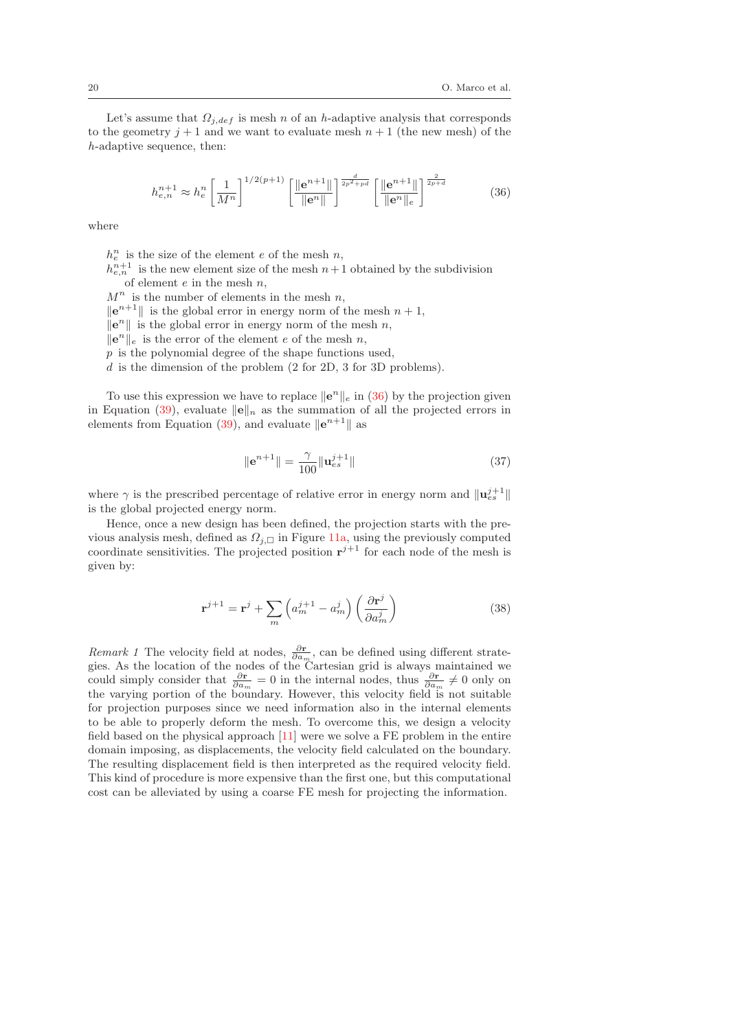Let's assume that $\Omega_{j,def}$ is mesh $n$ of an $h$-adaptive analysis that corresponds to the geometry $j+1$ and we want to evaluate mesh $n+1$ (the new mesh) of the $h$-adaptive sequence, then:

$$h_{e,n}^{n+1} \approx h_e^n \left[\frac{1}{M^n}\right]^{1/2(p+1)} \left[\frac{\|\mathbf{e}^{n+1}\|}{\|\mathbf{e}^n\|}\right]^{\frac{d}{2p^2+pd}} \left[\frac{\|\mathbf{e}^{n+1}\|}{\|\mathbf{e}^n\|_e}\right]^{\frac{2}{2p+d}} \tag{36}$$

where

- $h_e^n$ is the size of the element $e$ of the mesh $n$,
- $h_{e,n}^{n+1}$ is the new element size of the mesh $n+1$ obtained by the subdivision of element $e$ in the mesh $n$,
- $M^n$ is the number of elements in the mesh $n$,
- $\|\mathbf{e}^{n+1}\|$ is the global error in energy norm of the mesh $n+1$,
- $\|\mathbf{e}^n\|$ is the global error in energy norm of the mesh $n$,
- $\|\mathbf{e}^n\|_e$ is the error of the element $e$ of the mesh $n$,
- $p$ is the polynomial degree of the shape functions used,
- $d$ is the dimension of the problem (2 for 2D, 3 for 3D problems).

To use this expression we have to replace $\|\mathbf{e}^n\|_e$ in (36) by the projection given in Equation (39), evaluate $\|\mathbf{e}\|_n$ as the summation of all the projected errors in elements from Equation (39), and evaluate $\|\mathbf{e}^{n+1}\|$ as

$$\|\mathbf{e}^{n+1}\| = \frac{\gamma}{100}\|\mathbf{u}_{es}^{j+1}\| \tag{37}$$

where $\gamma$ is the prescribed percentage of relative error in energy norm and $\|\mathbf{u}_{es}^{j+1}\|$ is the global projected energy norm.

Hence, once a new design has been defined, the projection starts with the previous analysis mesh, defined as $\Omega_{j,\square}$ in Figure 11a, using the previously computed coordinate sensitivities. The projected position $\mathbf{r}^{j+1}$ for each node of the mesh is given by:

$$\mathbf{r}^{j+1} = \mathbf{r}^j + \sum_m \left(a_m^{j+1} - a_m^j\right)\left(\frac{\partial \mathbf{r}^j}{\partial a_m^j}\right) \tag{38}$$

*Remark 1* The velocity field at nodes, $\frac{\partial \mathbf{r}}{\partial a_m}$, can be defined using different strategies. As the location of the nodes of the Cartesian grid is always maintained we could simply consider that $\frac{\partial \mathbf{r}}{\partial a_m} = 0$ in the internal nodes, thus $\frac{\partial \mathbf{r}}{\partial a_m} \neq 0$ only on the varying portion of the boundary. However, this velocity field is not suitable for projection purposes since we need information also in the internal elements to be able to properly deform the mesh. To overcome this, we design a velocity field based on the physical approach [11] were we solve a FE problem in the entire domain imposing, as displacements, the velocity field calculated on the boundary. The resulting displacement field is then interpreted as the required velocity field. This kind of procedure is more expensive than the first one, but this computational cost can be alleviated by using a coarse FE mesh for projecting the information.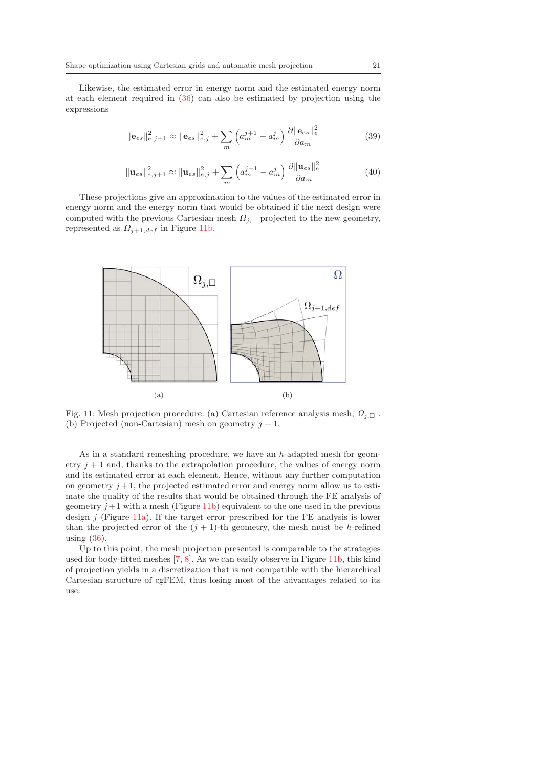Likewise, the estimated error in energy norm and the estimated energy norm at each element required in (36) can also be estimated by projection using the expressions

$$\|\mathbf{e}_{es}\|^2_{e,j+1} \approx \|\mathbf{e}_{es}\|^2_{e,j} + \sum_m \left(a_m^{j+1} - a_m^j\right) \frac{\partial \|\mathbf{e}_{es}\|^2_e}{\partial a_m} \tag{39}$$

$$\|\mathbf{u}_{es}\|^2_{e,j+1} \approx \|\mathbf{u}_{es}\|^2_{e,j} + \sum_m \left(a_m^{j+1} - a_m^j\right) \frac{\partial \|\mathbf{u}_{es}\|^2_e}{\partial a_m} \tag{40}$$

These projections give an approximation to the values of the estimated error in energy norm and the energy norm that would be obtained if the next design were computed with the previous Cartesian mesh $\Omega_{j,\square}$ projected to the new geometry, represented as $\Omega_{j+1,def}$ in Figure 11b.

Fig. 11: Mesh projection procedure. (a) Cartesian reference analysis mesh, $\Omega_{j,\square}$ . (b) Projected (non-Cartesian) mesh on geometry $j+1$.

As in a standard remeshing procedure, we have an $h$-adapted mesh for geometry $j+1$ and, thanks to the extrapolation procedure, the values of energy norm and its estimated error at each element. Hence, without any further computation on geometry $j+1$, the projected estimated error and energy norm allow us to estimate the quality of the results that would be obtained through the FE analysis of geometry $j+1$ with a mesh (Figure 11b) equivalent to the one used in the previous design $j$ (Figure 11a). If the target error prescribed for the FE analysis is lower than the projected error of the $(j+1)$-th geometry, the mesh must be $h$-refined using (36).

Up to this point, the mesh projection presented is comparable to the strategies used for body-fitted meshes [7, 8]. As we can easily observe in Figure 11b, this kind of projection yields in a discretization that is not compatible with the hierarchical Cartesian structure of cgFEM, thus losing most of the advantages related to its use.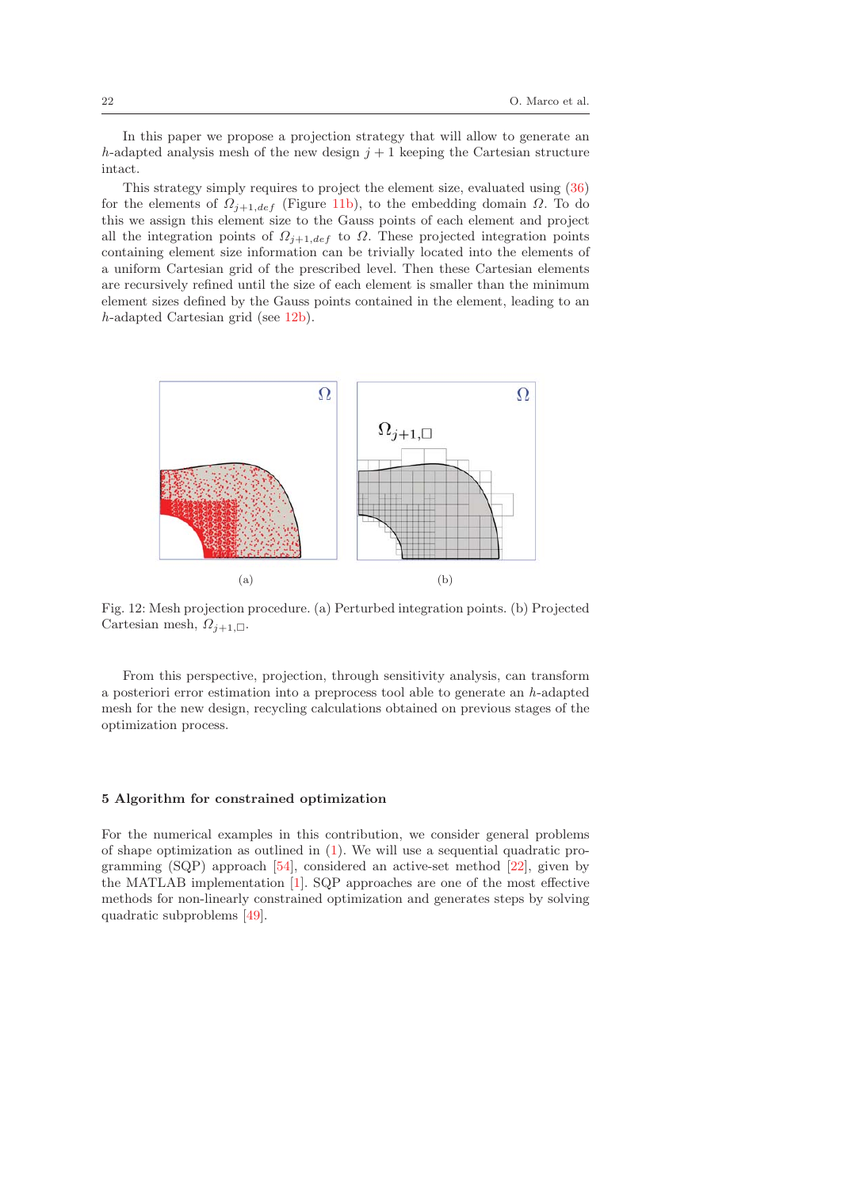In this paper we propose a projection strategy that will allow to generate an $h$-adapted analysis mesh of the new design $j+1$ keeping the Cartesian structure intact.

This strategy simply requires to project the element size, evaluated using (36) for the elements of $\Omega_{j+1,def}$ (Figure 11b), to the embedding domain $\Omega$. To do this we assign this element size to the Gauss points of each element and project all the integration points of $\Omega_{j+1,def}$ to $\Omega$. These projected integration points containing element size information can be trivially located into the elements of a uniform Cartesian grid of the prescribed level. Then these Cartesian elements are recursively refined until the size of each element is smaller than the minimum element sizes defined by the Gauss points contained in the element, leading to an $h$-adapted Cartesian grid (see 12b).

Fig. 12: Mesh projection procedure. (a) Perturbed integration points. (b) Projected Cartesian mesh, $\Omega_{j+1,\square}$.

From this perspective, projection, through sensitivity analysis, can transform a posteriori error estimation into a preprocess tool able to generate an $h$-adapted mesh for the new design, recycling calculations obtained on previous stages of the optimization process.

## 5 Algorithm for constrained optimization

For the numerical examples in this contribution, we consider general problems of shape optimization as outlined in (1). We will use a sequential quadratic programming (SQP) approach [54], considered an active-set method [22], given by the MATLAB implementation [1]. SQP approaches are one of the most effective methods for non-linearly constrained optimization and generates steps by solving quadratic subproblems [49].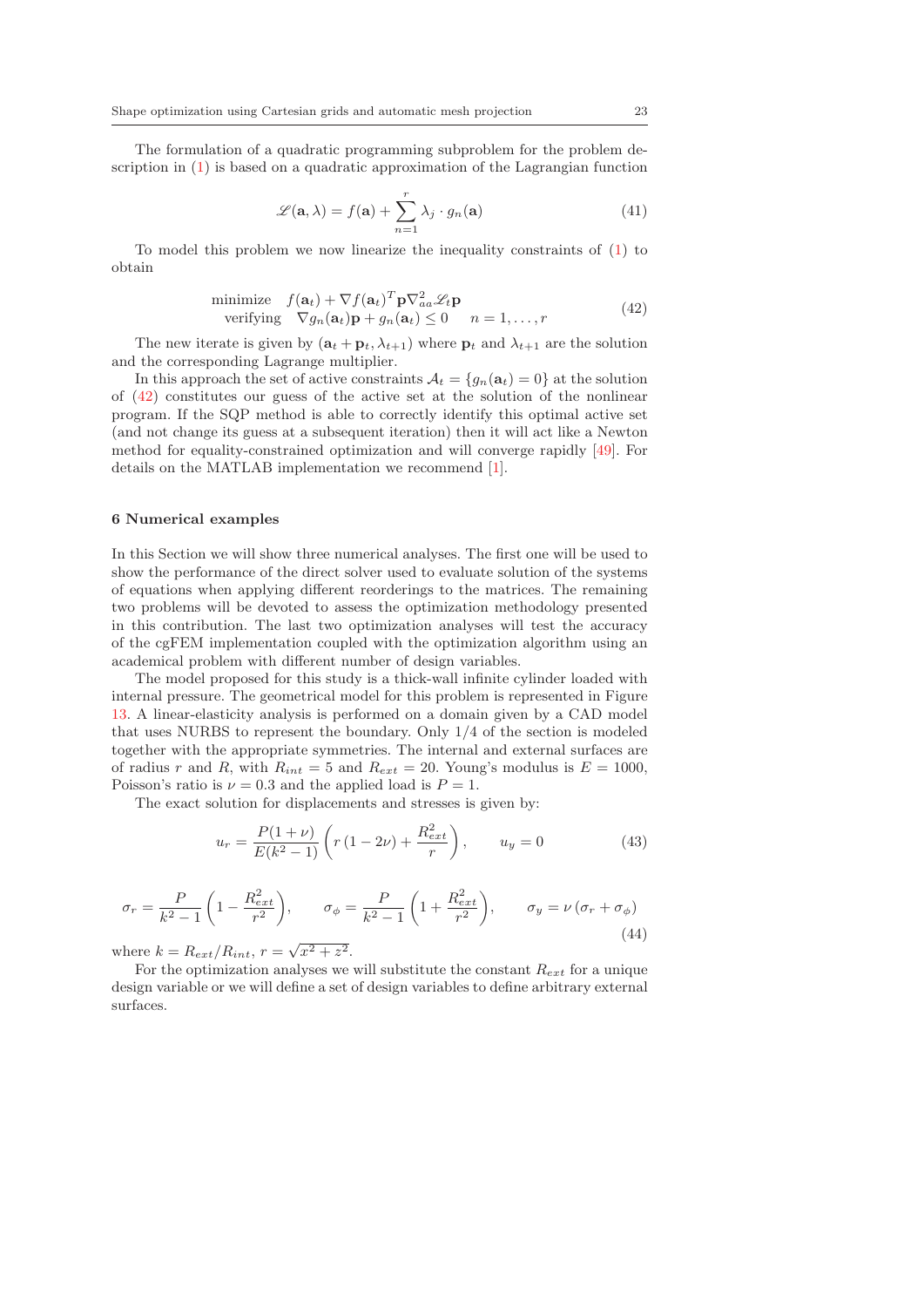The formulation of a quadratic programming subproblem for the problem description in (1) is based on a quadratic approximation of the Lagrangian function

$$\mathscr{L}(\mathbf{a}, \lambda) = f(\mathbf{a}) + \sum_{n=1}^{r} \lambda_j \cdot g_n(\mathbf{a}) \tag{41}$$

To model this problem we now linearize the inequality constraints of (1) to obtain

$$\begin{array}{ll} \text{minimize} & f(\mathbf{a}_t) + \nabla f(\mathbf{a}_t)^T \mathbf{p} \nabla^2_{aa} \mathscr{L}_t \mathbf{p} \\ \text{verifying} & \nabla g_n(\mathbf{a}_t)\mathbf{p} + g_n(\mathbf{a}_t) \leq 0 \quad\quad n = 1, \ldots, r \end{array} \tag{42}$$

The new iterate is given by $(\mathbf{a}_t + \mathbf{p}_t, \lambda_{t+1})$ where $\mathbf{p}_t$ and $\lambda_{t+1}$ are the solution and the corresponding Lagrange multiplier.

In this approach the set of active constraints $\mathcal{A}_t = \{g_n(\mathbf{a}_t) = 0\}$ at the solution of (42) constitutes our guess of the active set at the solution of the nonlinear program. If the SQP method is able to correctly identify this optimal active set (and not change its guess at a subsequent iteration) then it will act like a Newton method for equality-constrained optimization and will converge rapidly [49]. For details on the MATLAB implementation we recommend [1].

## 6 Numerical examples

In this Section we will show three numerical analyses. The first one will be used to show the performance of the direct solver used to evaluate solution of the systems of equations when applying different reorderings to the matrices. The remaining two problems will be devoted to assess the optimization methodology presented in this contribution. The last two optimization analyses will test the accuracy of the cgFEM implementation coupled with the optimization algorithm using an academical problem with different number of design variables.

The model proposed for this study is a thick-wall infinite cylinder loaded with internal pressure. The geometrical model for this problem is represented in Figure 13. A linear-elasticity analysis is performed on a domain given by a CAD model that uses NURBS to represent the boundary. Only 1/4 of the section is modeled together with the appropriate symmetries. The internal and external surfaces are of radius $r$ and $R$, with $R_{int} = 5$ and $R_{ext} = 20$. Young's modulus is $E = 1000$, Poisson's ratio is $\nu = 0.3$ and the applied load is $P = 1$.

The exact solution for displacements and stresses is given by:

$$u_r = \frac{P(1+\nu)}{E(k^2-1)} \left( r\,(1-2\nu) + \frac{R_{ext}^2}{r} \right), \qquad u_y = 0 \tag{43}$$

$$\sigma_r = \frac{P}{k^2-1} \left( 1 - \frac{R_{ext}^2}{r^2} \right), \qquad \sigma_\phi = \frac{P}{k^2-1} \left( 1 + \frac{R_{ext}^2}{r^2} \right), \qquad \sigma_y = \nu\,(\sigma_r + \sigma_\phi) \tag{44}$$

where $k = R_{ext}/R_{int}$, $r = \sqrt{x^2+z^2}$.

For the optimization analyses we will substitute the constant $R_{ext}$ for a unique design variable or we will define a set of design variables to define arbitrary external surfaces.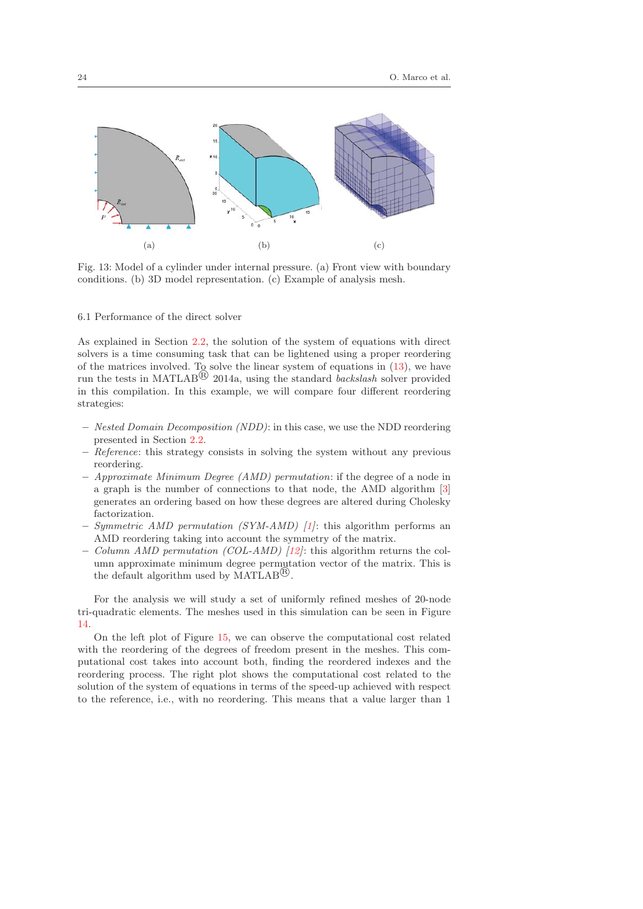Fig. 13: Model of a cylinder under internal pressure. (a) Front view with boundary conditions. (b) 3D model representation. (c) Example of analysis mesh.

### 6.1 Performance of the direct solver

As explained in Section 2.2, the solution of the system of equations with direct solvers is a time consuming task that can be lightened using a proper reordering of the matrices involved. To solve the linear system of equations in (13), we have run the tests in MATLAB® 2014a, using the standard *backslash* solver provided in this compilation. In this example, we will compare four different reordering strategies:

- *Nested Domain Decomposition (NDD)*: in this case, we use the NDD reordering presented in Section 2.2.
- *Reference*: this strategy consists in solving the system without any previous reordering.
- *Approximate Minimum Degree (AMD) permutation*: if the degree of a node in a graph is the number of connections to that node, the AMD algorithm [3] generates an ordering based on how these degrees are altered during Cholesky factorization.
- *Symmetric AMD permutation (SYM-AMD) [1]*: this algorithm performs an AMD reordering taking into account the symmetry of the matrix.
- *Column AMD permutation (COL-AMD) [12]*: this algorithm returns the column approximate minimum degree permutation vector of the matrix. This is the default algorithm used by MATLAB®.

For the analysis we will study a set of uniformly refined meshes of 20-node tri-quadratic elements. The meshes used in this simulation can be seen in Figure 14.

On the left plot of Figure 15, we can observe the computational cost related with the reordering of the degrees of freedom present in the meshes. This computational cost takes into account both, finding the reordered indexes and the reordering process. The right plot shows the computational cost related to the solution of the system of equations in terms of the speed-up achieved with respect to the reference, i.e., with no reordering. This means that a value larger than 1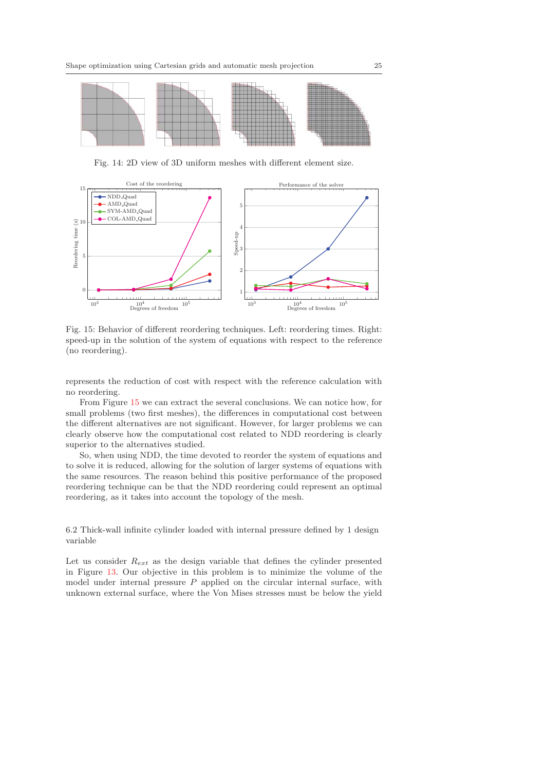Fig. 14: 2D view of 3D uniform meshes with different element size.

Fig. 15: Behavior of different reordering techniques. Left: reordering times. Right: speed-up in the solution of the system of equations with respect to the reference (no reordering).

represents the reduction of cost with respect with the reference calculation with no reordering.

From Figure 15 we can extract the several conclusions. We can notice how, for small problems (two first meshes), the differences in computational cost between the different alternatives are not significant. However, for larger problems we can clearly observe how the computational cost related to NDD reordering is clearly superior to the alternatives studied.

So, when using NDD, the time devoted to reorder the system of equations and to solve it is reduced, allowing for the solution of larger systems of equations with the same resources. The reason behind this positive performance of the proposed reordering technique can be that the NDD reordering could represent an optimal reordering, as it takes into account the topology of the mesh.

### 6.2 Thick-wall infinite cylinder loaded with internal pressure defined by 1 design variable

Let us consider $R_{ext}$ as the design variable that defines the cylinder presented in Figure 13. Our objective in this problem is to minimize the volume of the model under internal pressure $P$ applied on the circular internal surface, with unknown external surface, where the Von Mises stresses must be below the yield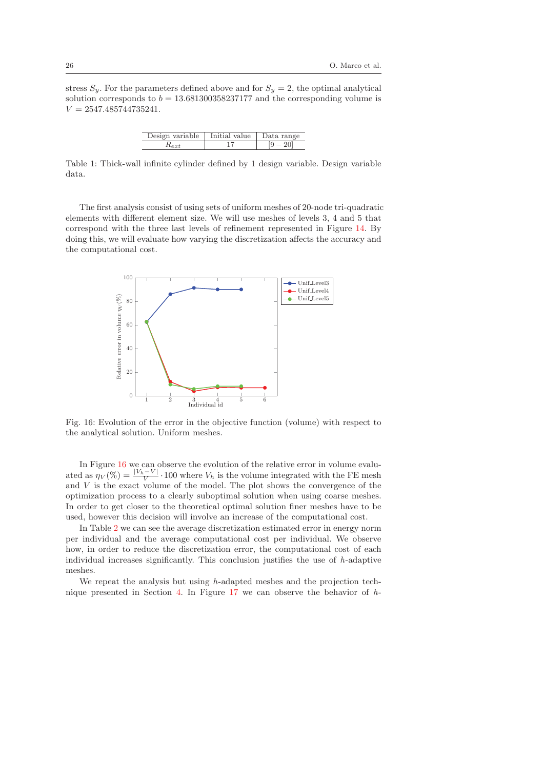stress $S_y$. For the parameters defined above and for $S_y = 2$, the optimal analytical solution corresponds to $b = 13.681300358237177$ and the corresponding volume is $V = 2547.485744735241$.

| Design variable | Initial value | Data range |
| --- | --- | --- |
| $R_{ext}$ | 17 | $[9-20]$ |

Table 1: Thick-wall infinite cylinder defined by 1 design variable. Design variable data.

The first analysis consist of using sets of uniform meshes of 20-node tri-quadratic elements with different element size. We will use meshes of levels 3, 4 and 5 that correspond with the three last levels of refinement represented in Figure 14. By doing this, we will evaluate how varying the discretization affects the accuracy and the computational cost.

Fig. 16: Evolution of the error in the objective function (volume) with respect to the analytical solution. Uniform meshes.

In Figure 16 we can observe the evolution of the relative error in volume evaluated as $\eta_V(\%) = \frac{|V_h - V|}{V} \cdot 100$ where $V_h$ is the volume integrated with the FE mesh and $V$ is the exact volume of the model. The plot shows the convergence of the optimization process to a clearly suboptimal solution when using coarse meshes. In order to get closer to the theoretical optimal solution finer meshes have to be used, however this decision will involve an increase of the computational cost.

In Table 2 we can see the average discretization estimated error in energy norm per individual and the average computational cost per individual. We observe how, in order to reduce the discretization error, the computational cost of each individual increases significantly. This conclusion justifies the use of $h$-adaptive meshes.

We repeat the analysis but using $h$-adapted meshes and the projection technique presented in Section 4. In Figure 17 we can observe the behavior of $h$-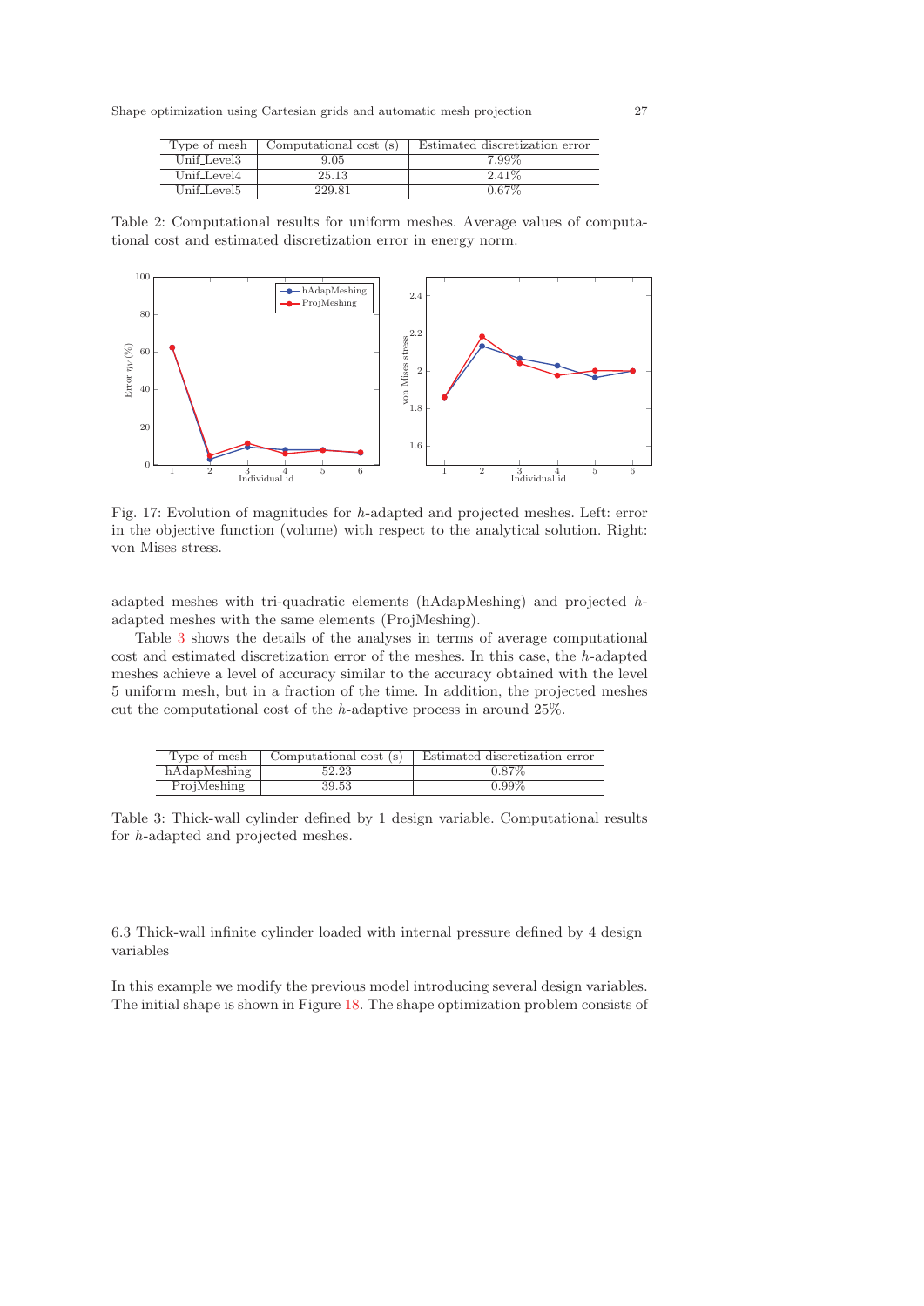| Type of mesh | Computational cost (s) | Estimated discretization error |
|---|---|---|
| Unif_Level3 | 9.05 | 7.99% |
| Unif_Level4 | 25.13 | 2.41% |
| Unif_Level5 | 229.81 | 0.67% |

Table 2: Computational results for uniform meshes. Average values of computational cost and estimated discretization error in energy norm.

Fig. 17: Evolution of magnitudes for $h$-adapted and projected meshes. Left: error in the objective function (volume) with respect to the analytical solution. Right: von Mises stress.

adapted meshes with tri-quadratic elements (hAdapMeshing) and projected $h$-adapted meshes with the same elements (ProjMeshing).

Table 3 shows the details of the analyses in terms of average computational cost and estimated discretization error of the meshes. In this case, the $h$-adapted meshes achieve a level of accuracy similar to the accuracy obtained with the level 5 uniform mesh, but in a fraction of the time. In addition, the projected meshes cut the computational cost of the $h$-adaptive process in around 25%.

| Type of mesh | Computational cost (s) | Estimated discretization error |
|---|---|---|
| hAdapMeshing | 52.23 | 0.87% |
| ProjMeshing | 39.53 | 0.99% |

Table 3: Thick-wall cylinder defined by 1 design variable. Computational results for $h$-adapted and projected meshes.

### 6.3 Thick-wall infinite cylinder loaded with internal pressure defined by 4 design variables

In this example we modify the previous model introducing several design variables. The initial shape is shown in Figure 18. The shape optimization problem consists of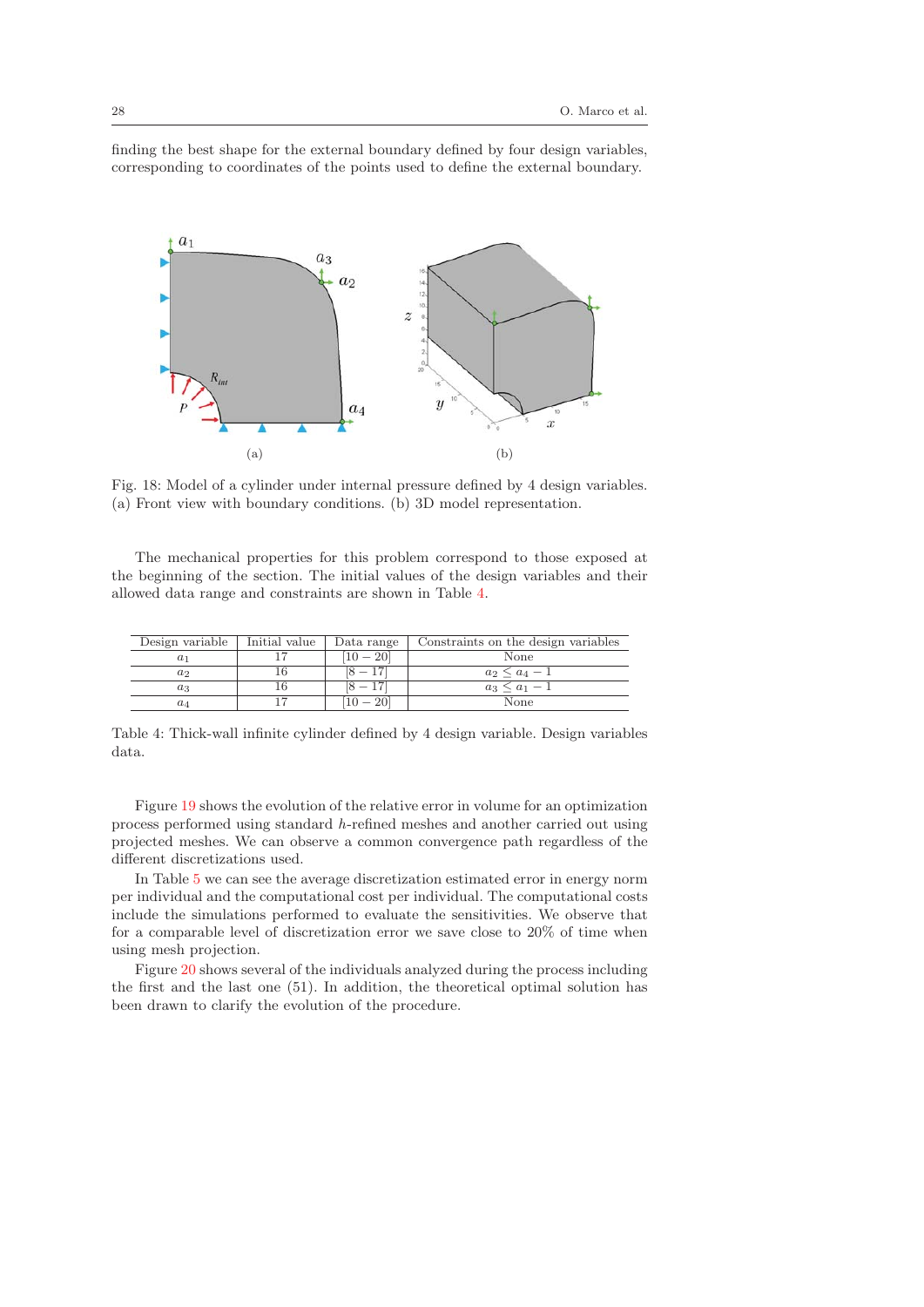finding the best shape for the external boundary defined by four design variables, corresponding to coordinates of the points used to define the external boundary.

Fig. 18: Model of a cylinder under internal pressure defined by 4 design variables. (a) Front view with boundary conditions. (b) 3D model representation.

The mechanical properties for this problem correspond to those exposed at the beginning of the section. The initial values of the design variables and their allowed data range and constraints are shown in Table 4.

| Design variable | Initial value | Data range | Constraints on the design variables |
|---|---|---|---|
| $a_1$ | 17 | $[10-20]$ | None |
| $a_2$ | 16 | $[8-17]$ | $a_2 \leq a_4 - 1$ |
| $a_3$ | 16 | $[8-17]$ | $a_3 \leq a_1 - 1$ |
| $a_4$ | 17 | $[10-20]$ | None |

Table 4: Thick-wall infinite cylinder defined by 4 design variable. Design variables data.

Figure 19 shows the evolution of the relative error in volume for an optimization process performed using standard $h$-refined meshes and another carried out using projected meshes. We can observe a common convergence path regardless of the different discretizations used.

In Table 5 we can see the average discretization estimated error in energy norm per individual and the computational cost per individual. The computational costs include the simulations performed to evaluate the sensitivities. We observe that for a comparable level of discretization error we save close to 20% of time when using mesh projection.

Figure 20 shows several of the individuals analyzed during the process including the first and the last one (51). In addition, the theoretical optimal solution has been drawn to clarify the evolution of the procedure.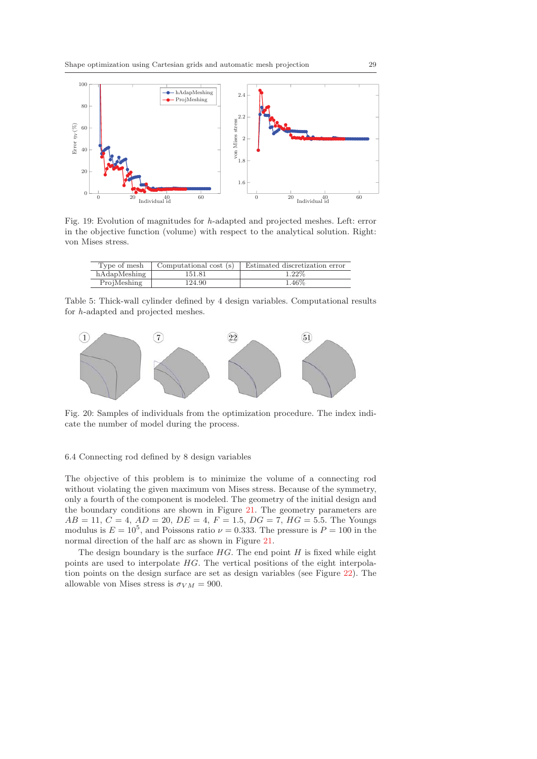Fig. 19: Evolution of magnitudes for $h$-adapted and projected meshes. Left: error in the objective function (volume) with respect to the analytical solution. Right: von Mises stress.

| Type of mesh | Computational cost (s) | Estimated discretization error |
|---|---|---|
| hAdapMeshing | 151.81 | 1.22% |
| ProjMeshing | 124.90 | 1.46% |

Table 5: Thick-wall cylinder defined by 4 design variables. Computational results for $h$-adapted and projected meshes.

Fig. 20: Samples of individuals from the optimization procedure. The index indicate the number of model during the process.

### 6.4 Connecting rod defined by 8 design variables

The objective of this problem is to minimize the volume of a connecting rod without violating the given maximum von Mises stress. Because of the symmetry, only a fourth of the component is modeled. The geometry of the initial design and the boundary conditions are shown in Figure 21. The geometry parameters are $AB = 11$, $C = 4$, $AD = 20$, $DE = 4$, $F = 1.5$, $DG = 7$, $HG = 5.5$. The Youngs modulus is $E = 10^5$, and Poissons ratio $\nu = 0.333$. The pressure is $P = 100$ in the normal direction of the half arc as shown in Figure 21.

The design boundary is the surface $HG$. The end point $H$ is fixed while eight points are used to interpolate $HG$. The vertical positions of the eight interpolation points on the design surface are set as design variables (see Figure 22). The allowable von Mises stress is $\sigma_{VM} = 900$.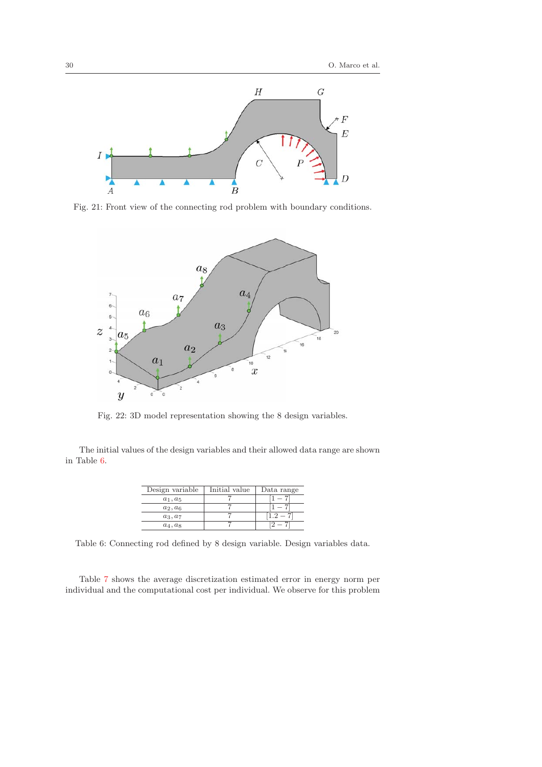Fig. 21: Front view of the connecting rod problem with boundary conditions.

Fig. 22: 3D model representation showing the 8 design variables.

The initial values of the design variables and their allowed data range are shown in Table 6.

| Design variable | Initial value | Data range |
| --- | --- | --- |
| $a_1, a_5$ | 7 | $[1 - 7]$ |
| $a_2, a_6$ | 7 | $[1 - 7]$ |
| $a_3, a_7$ | 7 | $[1.2 - 7]$ |
| $a_4, a_8$ | 7 | $[2 - 7]$ |

Table 6: Connecting rod defined by 8 design variable. Design variables data.

Table 7 shows the average discretization estimated error in energy norm per individual and the computational cost per individual. We observe for this problem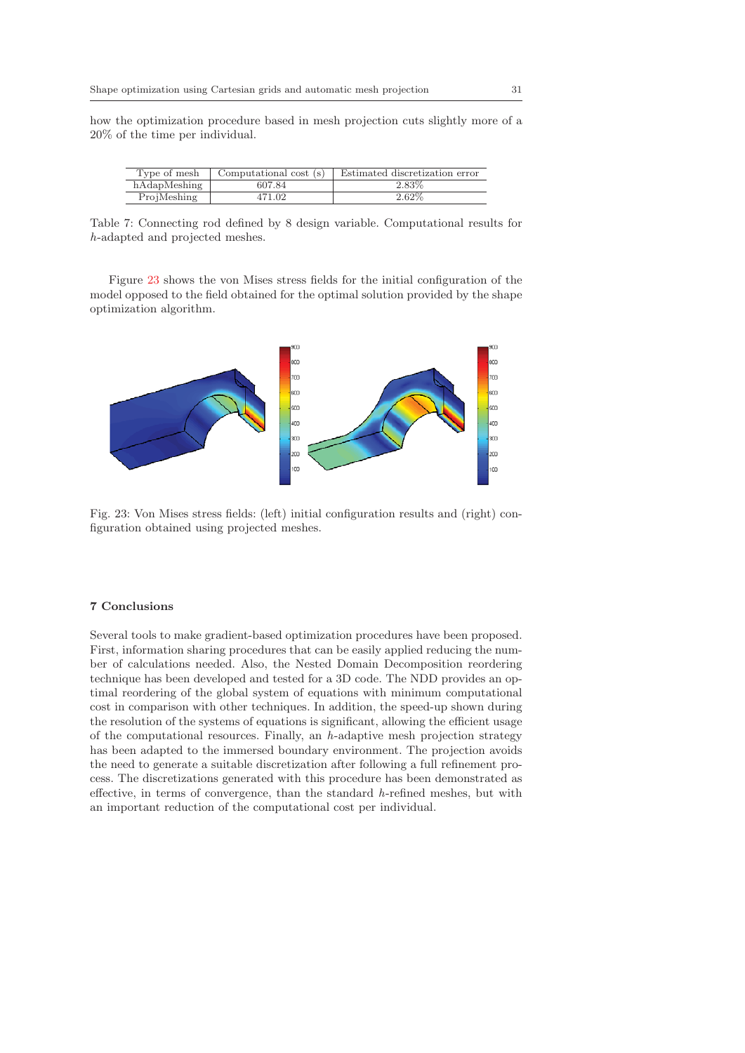how the optimization procedure based in mesh projection cuts slightly more of a 20% of the time per individual.

| Type of mesh | Computational cost (s) | Estimated discretization error |
|---|---|---|
| hAdapMeshing | 607.84 | 2.83% |
| ProjMeshing | 471.02 | 2.62% |

Table 7: Connecting rod defined by 8 design variable. Computational results for $h$-adapted and projected meshes.

Figure 23 shows the von Mises stress fields for the initial configuration of the model opposed to the field obtained for the optimal solution provided by the shape optimization algorithm.

Fig. 23: Von Mises stress fields: (left) initial configuration results and (right) configuration obtained using projected meshes.

## 7 Conclusions

Several tools to make gradient-based optimization procedures have been proposed. First, information sharing procedures that can be easily applied reducing the number of calculations needed. Also, the Nested Domain Decomposition reordering technique has been developed and tested for a 3D code. The NDD provides an optimal reordering of the global system of equations with minimum computational cost in comparison with other techniques. In addition, the speed-up shown during the resolution of the systems of equations is significant, allowing the efficient usage of the computational resources. Finally, an $h$-adaptive mesh projection strategy has been adapted to the immersed boundary environment. The projection avoids the need to generate a suitable discretization after following a full refinement process. The discretizations generated with this procedure has been demonstrated as effective, in terms of convergence, than the standard $h$-refined meshes, but with an important reduction of the computational cost per individual.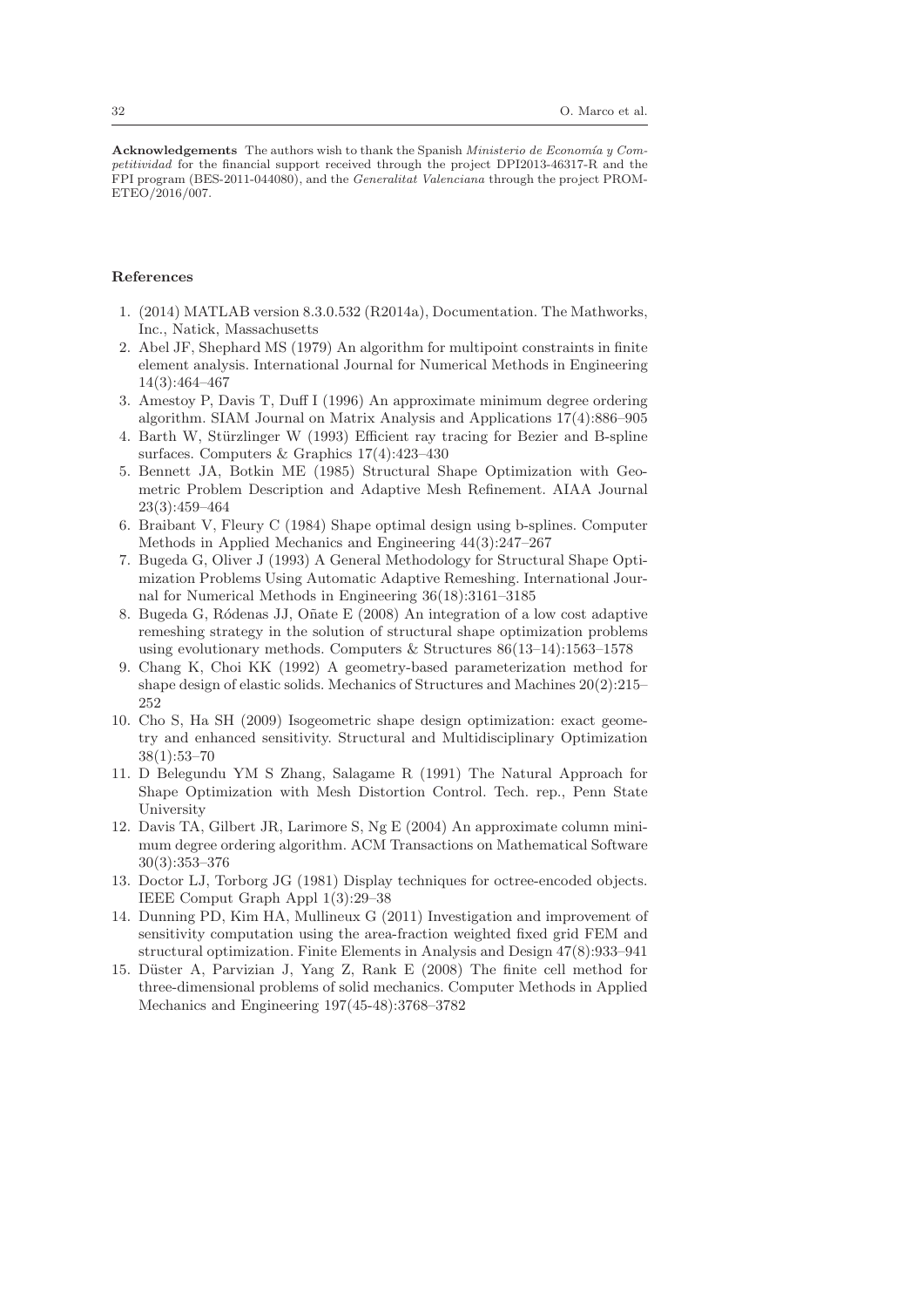**Acknowledgements** The authors wish to thank the Spanish *Ministerio de Economía y Competitividad* for the financial support received through the project DPI2013-46317-R and the FPI program (BES-2011-044080), and the *Generalitat Valenciana* through the project PROMETEO/2016/007.

## References

1. (2014) MATLAB version 8.3.0.532 (R2014a), Documentation. The Mathworks, Inc., Natick, Massachusetts
2. Abel JF, Shephard MS (1979) An algorithm for multipoint constraints in finite element analysis. International Journal for Numerical Methods in Engineering 14(3):464–467
3. Amestoy P, Davis T, Duff I (1996) An approximate minimum degree ordering algorithm. SIAM Journal on Matrix Analysis and Applications 17(4):886–905
4. Barth W, Stürzlinger W (1993) Efficient ray tracing for Bezier and B-spline surfaces. Computers & Graphics 17(4):423–430
5. Bennett JA, Botkin ME (1985) Structural Shape Optimization with Geometric Problem Description and Adaptive Mesh Refinement. AIAA Journal 23(3):459–464
6. Braibant V, Fleury C (1984) Shape optimal design using b-splines. Computer Methods in Applied Mechanics and Engineering 44(3):247–267
7. Bugeda G, Oliver J (1993) A General Methodology for Structural Shape Optimization Problems Using Automatic Adaptive Remeshing. International Journal for Numerical Methods in Engineering 36(18):3161–3185
8. Bugeda G, Ródenas JJ, Oñate E (2008) An integration of a low cost adaptive remeshing strategy in the solution of structural shape optimization problems using evolutionary methods. Computers & Structures 86(13–14):1563–1578
9. Chang K, Choi KK (1992) A geometry-based parameterization method for shape design of elastic solids. Mechanics of Structures and Machines 20(2):215–252
10. Cho S, Ha SH (2009) Isogeometric shape design optimization: exact geometry and enhanced sensitivity. Structural and Multidisciplinary Optimization 38(1):53–70
11. D Belegundu YM S Zhang, Salagame R (1991) The Natural Approach for Shape Optimization with Mesh Distortion Control. Tech. rep., Penn State University
12. Davis TA, Gilbert JR, Larimore S, Ng E (2004) An approximate column minimum degree ordering algorithm. ACM Transactions on Mathematical Software 30(3):353–376
13. Doctor LJ, Torborg JG (1981) Display techniques for octree-encoded objects. IEEE Comput Graph Appl 1(3):29–38
14. Dunning PD, Kim HA, Mullineux G (2011) Investigation and improvement of sensitivity computation using the area-fraction weighted fixed grid FEM and structural optimization. Finite Elements in Analysis and Design 47(8):933–941
15. Düster A, Parvizian J, Yang Z, Rank E (2008) The finite cell method for three-dimensional problems of solid mechanics. Computer Methods in Applied Mechanics and Engineering 197(45-48):3768–3782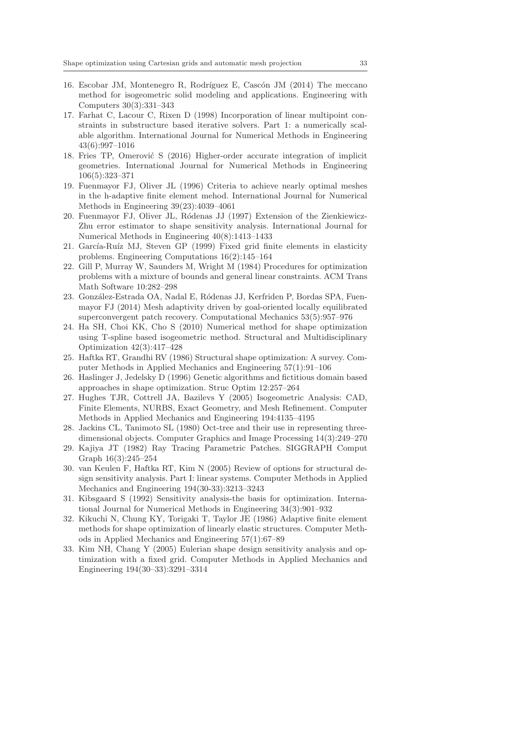16. Escobar JM, Montenegro R, Rodríguez E, Cascón JM (2014) The meccano method for isogeometric solid modeling and applications. Engineering with Computers 30(3):331–343
17. Farhat C, Lacour C, Rixen D (1998) Incorporation of linear multipoint constraints in substructure based iterative solvers. Part 1: a numerically scalable algorithm. International Journal for Numerical Methods in Engineering 43(6):997–1016
18. Fries TP, Omerović S (2016) Higher-order accurate integration of implicit geometries. International Journal for Numerical Methods in Engineering 106(5):323–371
19. Fuenmayor FJ, Oliver JL (1996) Criteria to achieve nearly optimal meshes in the h-adaptive finite element mehod. International Journal for Numerical Methods in Engineering 39(23):4039–4061
20. Fuenmayor FJ, Oliver JL, Ródenas JJ (1997) Extension of the Zienkiewicz-Zhu error estimator to shape sensitivity analysis. International Journal for Numerical Methods in Engineering 40(8):1413–1433
21. García-Ruíz MJ, Steven GP (1999) Fixed grid finite elements in elasticity problems. Engineering Computations 16(2):145–164
22. Gill P, Murray W, Saunders M, Wright M (1984) Procedures for optimization problems with a mixture of bounds and general linear constraints. ACM Trans Math Software 10:282–298
23. González-Estrada OA, Nadal E, Ródenas JJ, Kerfriden P, Bordas SPA, Fuenmayor FJ (2014) Mesh adaptivity driven by goal-oriented locally equilibrated superconvergent patch recovery. Computational Mechanics 53(5):957–976
24. Ha SH, Choi KK, Cho S (2010) Numerical method for shape optimization using T-spline based isogeometric method. Structural and Multidisciplinary Optimization 42(3):417–428
25. Haftka RT, Grandhi RV (1986) Structural shape optimization: A survey. Computer Methods in Applied Mechanics and Engineering 57(1):91–106
26. Haslinger J, Jedelsky D (1996) Genetic algorithms and fictitious domain based approaches in shape optimization. Struc Optim 12:257–264
27. Hughes TJR, Cottrell JA, Bazilevs Y (2005) Isogeometric Analysis: CAD, Finite Elements, NURBS, Exact Geometry, and Mesh Refinement. Computer Methods in Applied Mechanics and Engineering 194:4135–4195
28. Jackins CL, Tanimoto SL (1980) Oct-tree and their use in representing three-dimensional objects. Computer Graphics and Image Processing 14(3):249–270
29. Kajiya JT (1982) Ray Tracing Parametric Patches. SIGGRAPH Comput Graph 16(3):245–254
30. van Keulen F, Haftka RT, Kim N (2005) Review of options for structural design sensitivity analysis. Part I: linear systems. Computer Methods in Applied Mechanics and Engineering 194(30-33):3213–3243
31. Kibsgaard S (1992) Sensitivity analysis-the basis for optimization. International Journal for Numerical Methods in Engineering 34(3):901–932
32. Kikuchi N, Chung KY, Torigaki T, Taylor JE (1986) Adaptive finite element methods for shape optimization of linearly elastic structures. Computer Methods in Applied Mechanics and Engineering 57(1):67–89
33. Kim NH, Chang Y (2005) Eulerian shape design sensitivity analysis and optimization with a fixed grid. Computer Methods in Applied Mechanics and Engineering 194(30–33):3291–3314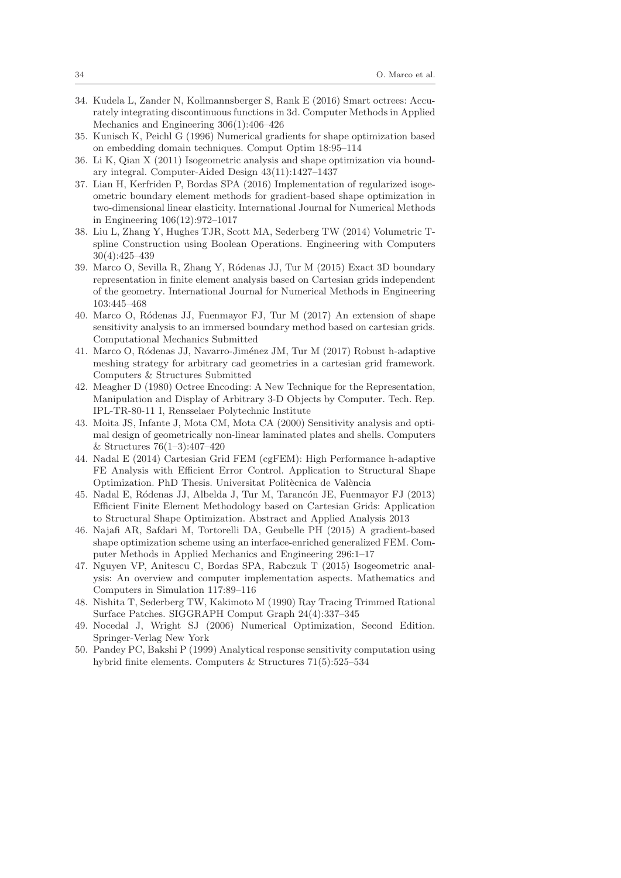34. Kudela L, Zander N, Kollmannsberger S, Rank E (2016) Smart octrees: Accurately integrating discontinuous functions in 3d. Computer Methods in Applied Mechanics and Engineering 306(1):406–426
35. Kunisch K, Peichl G (1996) Numerical gradients for shape optimization based on embedding domain techniques. Comput Optim 18:95–114
36. Li K, Qian X (2011) Isogeometric analysis and shape optimization via boundary integral. Computer-Aided Design 43(11):1427–1437
37. Lian H, Kerfriden P, Bordas SPA (2016) Implementation of regularized isogeometric boundary element methods for gradient-based shape optimization in two-dimensional linear elasticity. International Journal for Numerical Methods in Engineering 106(12):972–1017
38. Liu L, Zhang Y, Hughes TJR, Scott MA, Sederberg TW (2014) Volumetric T-spline Construction using Boolean Operations. Engineering with Computers 30(4):425–439
39. Marco O, Sevilla R, Zhang Y, Ródenas JJ, Tur M (2015) Exact 3D boundary representation in finite element analysis based on Cartesian grids independent of the geometry. International Journal for Numerical Methods in Engineering 103:445–468
40. Marco O, Ródenas JJ, Fuenmayor FJ, Tur M (2017) An extension of shape sensitivity analysis to an immersed boundary method based on cartesian grids. Computational Mechanics Submitted
41. Marco O, Ródenas JJ, Navarro-Jiménez JM, Tur M (2017) Robust h-adaptive meshing strategy for arbitrary cad geometries in a cartesian grid framework. Computers & Structures Submitted
42. Meagher D (1980) Octree Encoding: A New Technique for the Representation, Manipulation and Display of Arbitrary 3-D Objects by Computer. Tech. Rep. IPL-TR-80-11 I, Rensselaer Polytechnic Institute
43. Moita JS, Infante J, Mota CM, Mota CA (2000) Sensitivity analysis and optimal design of geometrically non-linear laminated plates and shells. Computers & Structures 76(1–3):407–420
44. Nadal E (2014) Cartesian Grid FEM (cgFEM): High Performance h-adaptive FE Analysis with Efficient Error Control. Application to Structural Shape Optimization. PhD Thesis. Universitat Politècnica de València
45. Nadal E, Ródenas JJ, Albelda J, Tur M, Tarancón JE, Fuenmayor FJ (2013) Efficient Finite Element Methodology based on Cartesian Grids: Application to Structural Shape Optimization. Abstract and Applied Analysis 2013
46. Najafi AR, Safdari M, Tortorelli DA, Geubelle PH (2015) A gradient-based shape optimization scheme using an interface-enriched generalized FEM. Computer Methods in Applied Mechanics and Engineering 296:1–17
47. Nguyen VP, Anitescu C, Bordas SPA, Rabczuk T (2015) Isogeometric analysis: An overview and computer implementation aspects. Mathematics and Computers in Simulation 117:89–116
48. Nishita T, Sederberg TW, Kakimoto M (1990) Ray Tracing Trimmed Rational Surface Patches. SIGGRAPH Comput Graph 24(4):337–345
49. Nocedal J, Wright SJ (2006) Numerical Optimization, Second Edition. Springer-Verlag New York
50. Pandey PC, Bakshi P (1999) Analytical response sensitivity computation using hybrid finite elements. Computers & Structures 71(5):525–534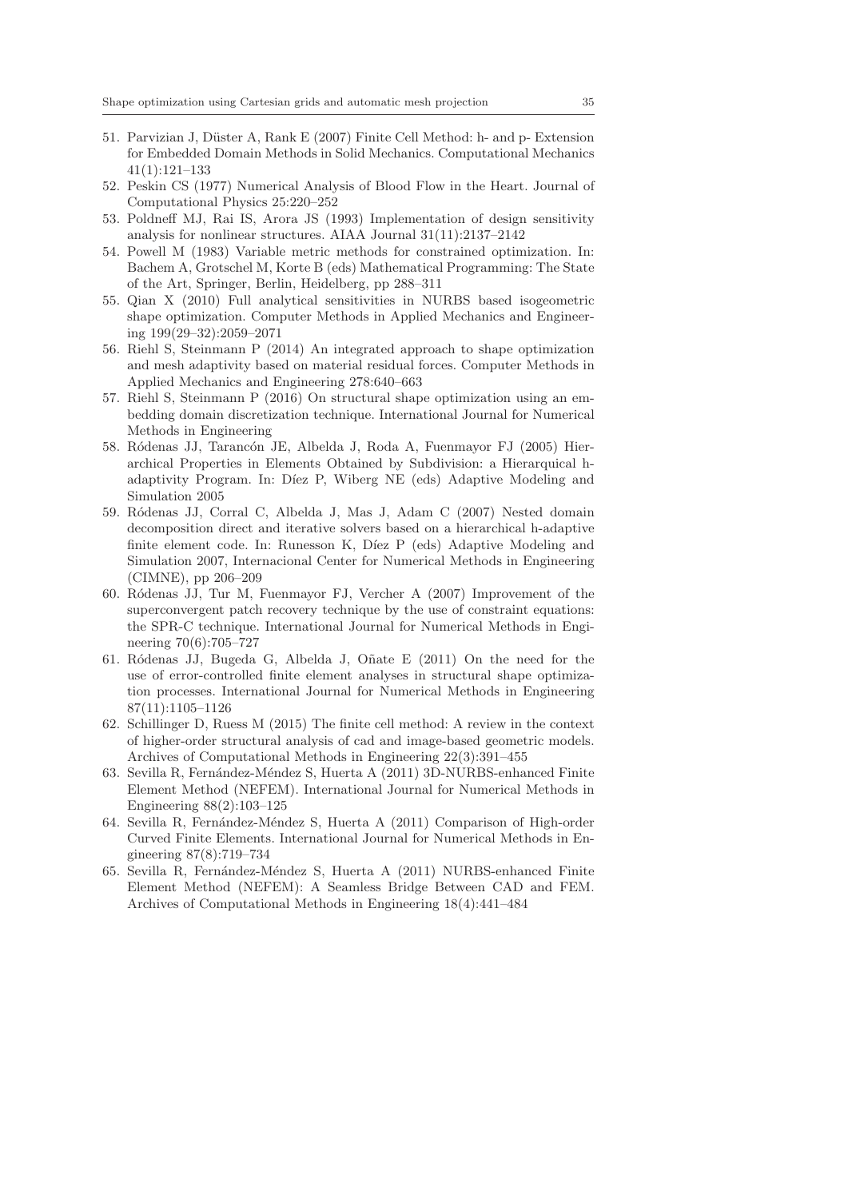51. Parvizian J, Düster A, Rank E (2007) Finite Cell Method: h- and p- Extension for Embedded Domain Methods in Solid Mechanics. Computational Mechanics 41(1):121–133
52. Peskin CS (1977) Numerical Analysis of Blood Flow in the Heart. Journal of Computational Physics 25:220–252
53. Poldneff MJ, Rai IS, Arora JS (1993) Implementation of design sensitivity analysis for nonlinear structures. AIAA Journal 31(11):2137–2142
54. Powell M (1983) Variable metric methods for constrained optimization. In: Bachem A, Grotschel M, Korte B (eds) Mathematical Programming: The State of the Art, Springer, Berlin, Heidelberg, pp 288–311
55. Qian X (2010) Full analytical sensitivities in NURBS based isogeometric shape optimization. Computer Methods in Applied Mechanics and Engineering 199(29–32):2059–2071
56. Riehl S, Steinmann P (2014) An integrated approach to shape optimization and mesh adaptivity based on material residual forces. Computer Methods in Applied Mechanics and Engineering 278:640–663
57. Riehl S, Steinmann P (2016) On structural shape optimization using an embedding domain discretization technique. International Journal for Numerical Methods in Engineering
58. Ródenas JJ, Tarancón JE, Albelda J, Roda A, Fuenmayor FJ (2005) Hierarchical Properties in Elements Obtained by Subdivision: a Hierarquical h-adaptivity Program. In: Díez P, Wiberg NE (eds) Adaptive Modeling and Simulation 2005
59. Ródenas JJ, Corral C, Albelda J, Mas J, Adam C (2007) Nested domain decomposition direct and iterative solvers based on a hierarchical h-adaptive finite element code. In: Runesson K, Díez P (eds) Adaptive Modeling and Simulation 2007, Internacional Center for Numerical Methods in Engineering (CIMNE), pp 206–209
60. Ródenas JJ, Tur M, Fuenmayor FJ, Vercher A (2007) Improvement of the superconvergent patch recovery technique by the use of constraint equations: the SPR-C technique. International Journal for Numerical Methods in Engineering 70(6):705–727
61. Ródenas JJ, Bugeda G, Albelda J, Oñate E (2011) On the need for the use of error-controlled finite element analyses in structural shape optimization processes. International Journal for Numerical Methods in Engineering 87(11):1105–1126
62. Schillinger D, Ruess M (2015) The finite cell method: A review in the context of higher-order structural analysis of cad and image-based geometric models. Archives of Computational Methods in Engineering 22(3):391–455
63. Sevilla R, Fernández-Méndez S, Huerta A (2011) 3D-NURBS-enhanced Finite Element Method (NEFEM). International Journal for Numerical Methods in Engineering 88(2):103–125
64. Sevilla R, Fernández-Méndez S, Huerta A (2011) Comparison of High-order Curved Finite Elements. International Journal for Numerical Methods in Engineering 87(8):719–734
65. Sevilla R, Fernández-Méndez S, Huerta A (2011) NURBS-enhanced Finite Element Method (NEFEM): A Seamless Bridge Between CAD and FEM. Archives of Computational Methods in Engineering 18(4):441–484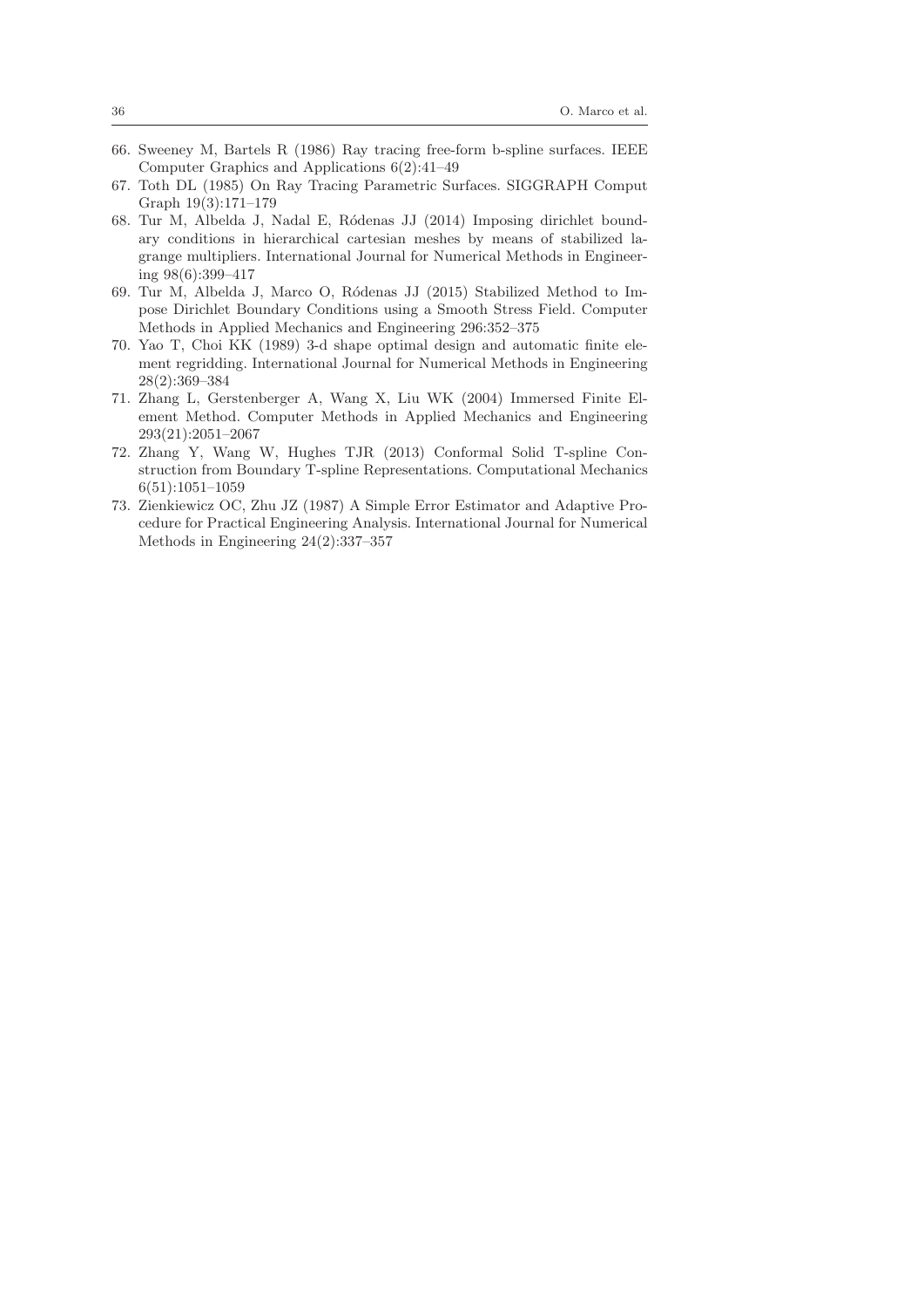66. Sweeney M, Bartels R (1986) Ray tracing free-form b-spline surfaces. IEEE Computer Graphics and Applications 6(2):41–49
67. Toth DL (1985) On Ray Tracing Parametric Surfaces. SIGGRAPH Comput Graph 19(3):171–179
68. Tur M, Albelda J, Nadal E, Ródenas JJ (2014) Imposing dirichlet boundary conditions in hierarchical cartesian meshes by means of stabilized lagrange multipliers. International Journal for Numerical Methods in Engineering 98(6):399–417
69. Tur M, Albelda J, Marco O, Ródenas JJ (2015) Stabilized Method to Impose Dirichlet Boundary Conditions using a Smooth Stress Field. Computer Methods in Applied Mechanics and Engineering 296:352–375
70. Yao T, Choi KK (1989) 3-d shape optimal design and automatic finite element regridding. International Journal for Numerical Methods in Engineering 28(2):369–384
71. Zhang L, Gerstenberger A, Wang X, Liu WK (2004) Immersed Finite Element Method. Computer Methods in Applied Mechanics and Engineering 293(21):2051–2067
72. Zhang Y, Wang W, Hughes TJR (2013) Conformal Solid T-spline Construction from Boundary T-spline Representations. Computational Mechanics 6(51):1051–1059
73. Zienkiewicz OC, Zhu JZ (1987) A Simple Error Estimator and Adaptive Procedure for Practical Engineering Analysis. International Journal for Numerical Methods in Engineering 24(2):337–357